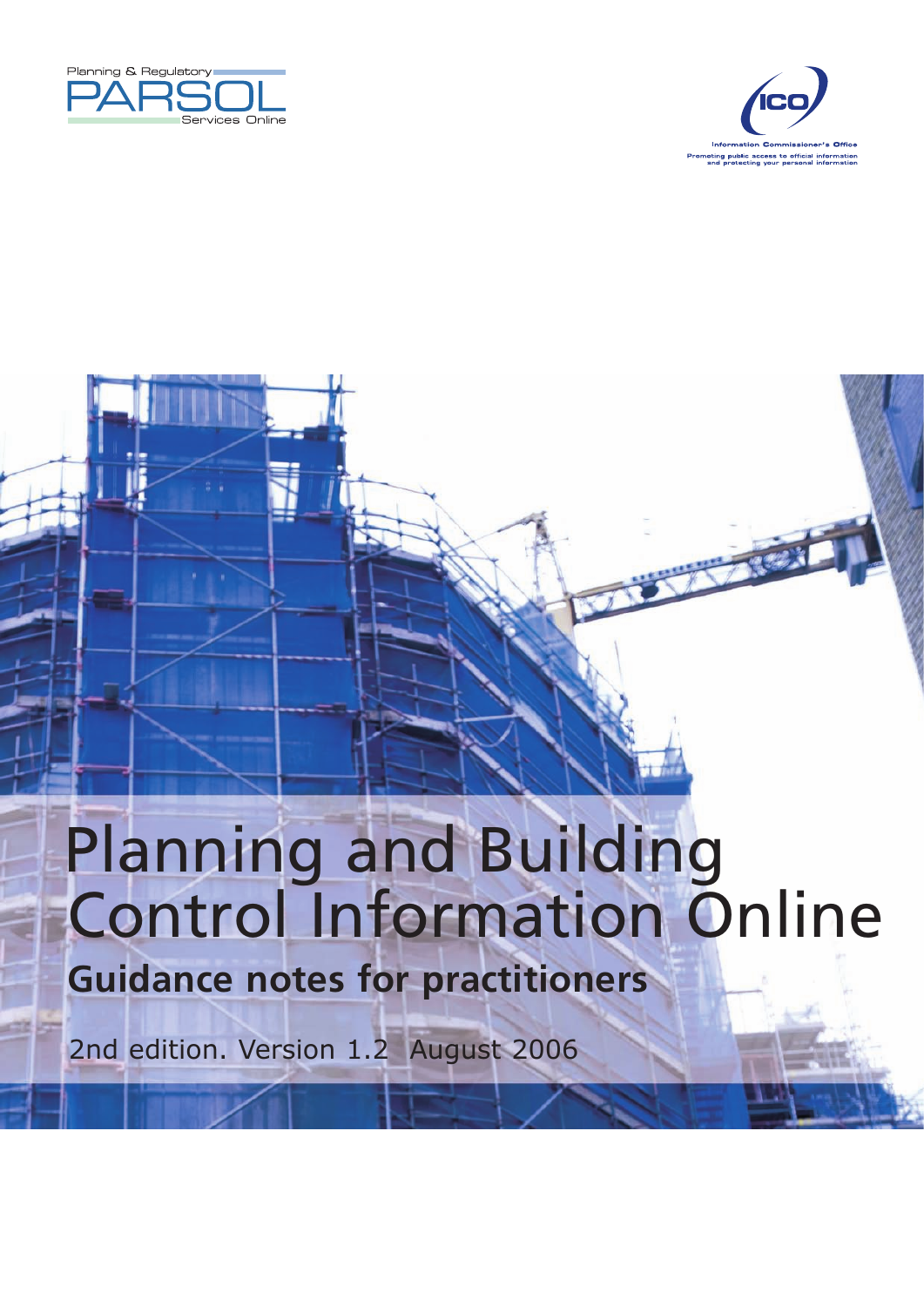Planning & Regulatory PARSOL Services Online

ICO Information Commissioner's Office

Promoting public access to official information and protecting your personal information

# Planning and Building Control Information Online

## Guidance notes for practitioners

2nd edition. Version 1.2 August 2006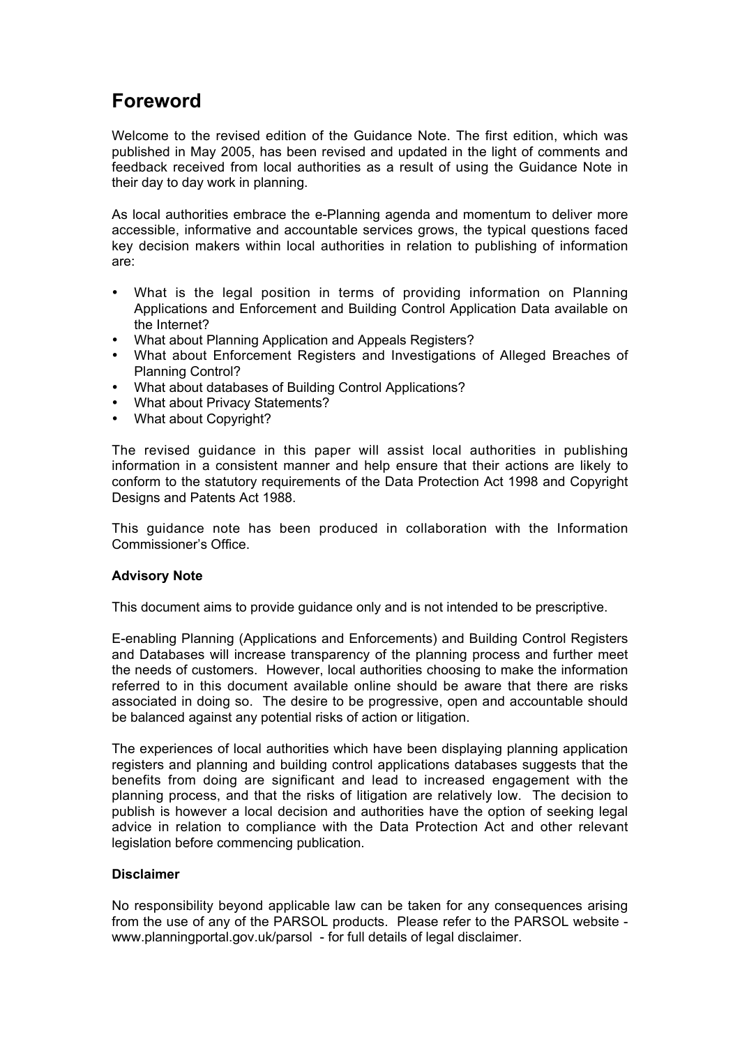# Foreword

Welcome to the revised edition of the Guidance Note. The first edition, which was published in May 2005, has been revised and updated in the light of comments and feedback received from local authorities as a result of using the Guidance Note in their day to day work in planning.

As local authorities embrace the e-Planning agenda and momentum to deliver more accessible, informative and accountable services grows, the typical questions faced key decision makers within local authorities in relation to publishing of information are:

- What is the legal position in terms of providing information on Planning Applications and Enforcement and Building Control Application Data available on the Internet?
- What about Planning Application and Appeals Registers?
- What about Enforcement Registers and Investigations of Alleged Breaches of Planning Control?
- What about databases of Building Control Applications?
- What about Privacy Statements?
- What about Copyright?

The revised guidance in this paper will assist local authorities in publishing information in a consistent manner and help ensure that their actions are likely to conform to the statutory requirements of the Data Protection Act 1998 and Copyright Designs and Patents Act 1988.

This guidance note has been produced in collaboration with the Information Commissioner's Office.

**Advisory Note**

This document aims to provide guidance only and is not intended to be prescriptive.

E-enabling Planning (Applications and Enforcements) and Building Control Registers and Databases will increase transparency of the planning process and further meet the needs of customers. However, local authorities choosing to make the information referred to in this document available online should be aware that there are risks associated in doing so. The desire to be progressive, open and accountable should be balanced against any potential risks of action or litigation.

The experiences of local authorities which have been displaying planning application registers and planning and building control applications databases suggests that the benefits from doing are significant and lead to increased engagement with the planning process, and that the risks of litigation are relatively low. The decision to publish is however a local decision and authorities have the option of seeking legal advice in relation to compliance with the Data Protection Act and other relevant legislation before commencing publication.

**Disclaimer**

No responsibility beyond applicable law can be taken for any consequences arising from the use of any of the PARSOL products. Please refer to the PARSOL website - www.planningportal.gov.uk/parsol - for full details of legal disclaimer.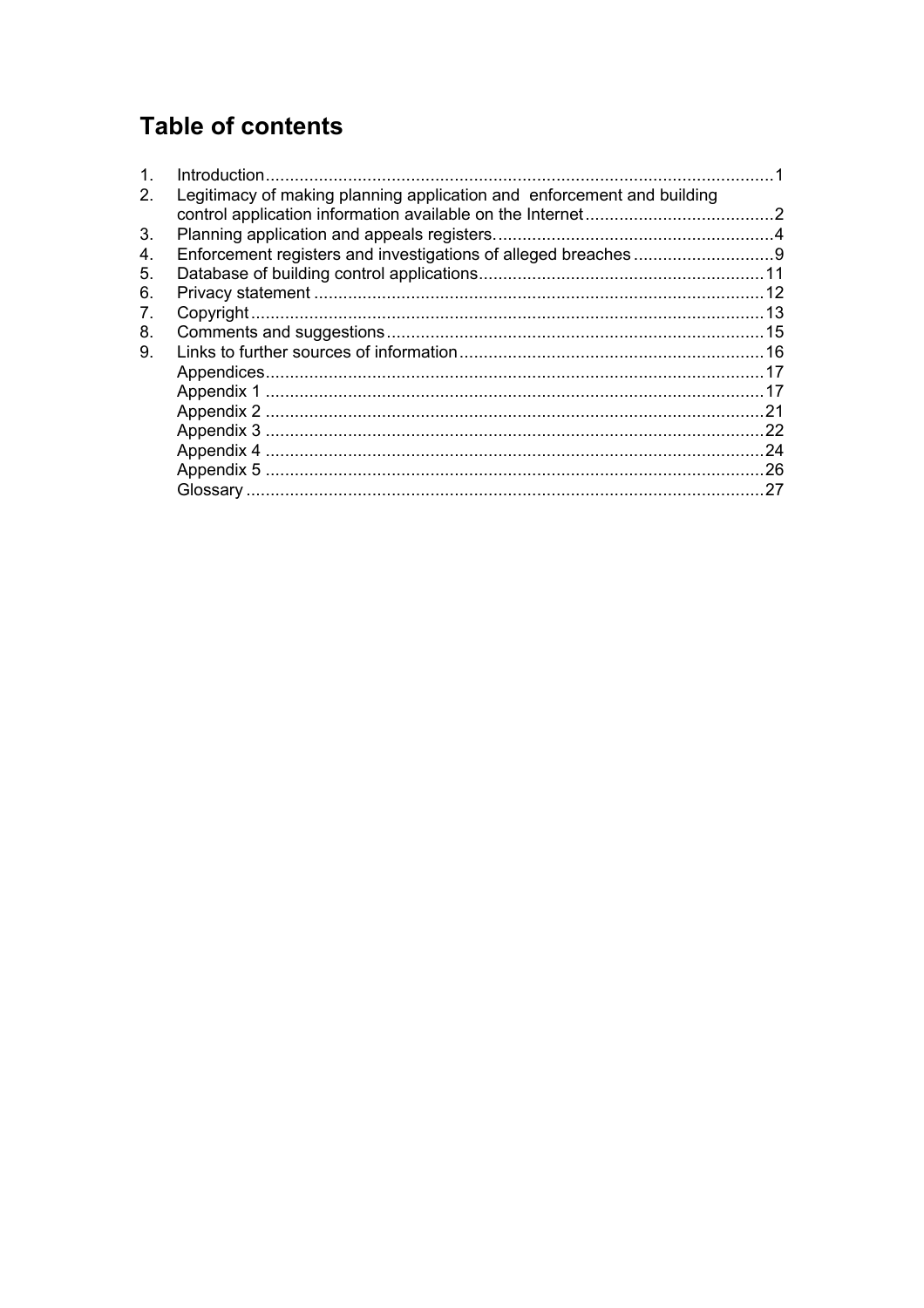# Table of contents

1. Introduction ........................................................................................................ 1
2. Legitimacy of making planning application and enforcement and building control application information available on the Internet ....................................... 2
3. Planning application and appeals registers. .......................................................... 4
4. Enforcement registers and investigations of alleged breaches ............................. 9
5. Database of building control applications ........................................................... 11
6. Privacy statement ............................................................................................. 12
7. Copyright .......................................................................................................... 13
8. Comments and suggestions .............................................................................. 15
9. Links to further sources of information ............................................................... 16

Appendices ........................................................................................................ 17
Appendix 1 ....................................................................................................... 17
Appendix 2 ....................................................................................................... 21
Appendix 3 ....................................................................................................... 22
Appendix 4 ....................................................................................................... 24
Appendix 5 ....................................................................................................... 26
Glossary ........................................................................................................... 27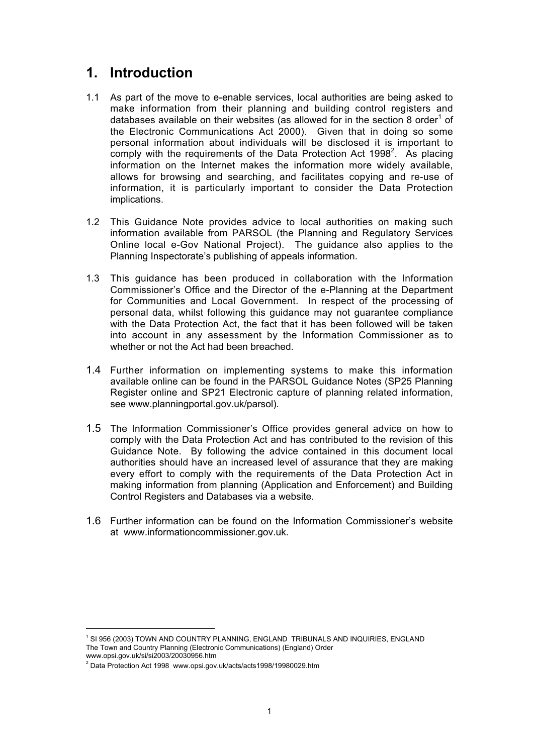# 1. Introduction

1.1 As part of the move to e-enable services, local authorities are being asked to make information from their planning and building control registers and databases available on their websites (as allowed for in the section 8 order[1] of the Electronic Communications Act 2000). Given that in doing so some personal information about individuals will be disclosed it is important to comply with the requirements of the Data Protection Act 1998[2]. As placing information on the Internet makes the information more widely available, allows for browsing and searching, and facilitates copying and re-use of information, it is particularly important to consider the Data Protection implications.

1.2 This Guidance Note provides advice to local authorities on making such information available from PARSOL (the Planning and Regulatory Services Online local e-Gov National Project). The guidance also applies to the Planning Inspectorate's publishing of appeals information.

1.3 This guidance has been produced in collaboration with the Information Commissioner's Office and the Director of the e-Planning at the Department for Communities and Local Government. In respect of the processing of personal data, whilst following this guidance may not guarantee compliance with the Data Protection Act, the fact that it has been followed will be taken into account in any assessment by the Information Commissioner as to whether or not the Act had been breached.

1.4 Further information on implementing systems to make this information available online can be found in the PARSOL Guidance Notes (SP25 Planning Register online and SP21 Electronic capture of planning related information, see www.planningportal.gov.uk/parsol).

1.5 The Information Commissioner's Office provides general advice on how to comply with the Data Protection Act and has contributed to the revision of this Guidance Note. By following the advice contained in this document local authorities should have an increased level of assurance that they are making every effort to comply with the requirements of the Data Protection Act in making information from planning (Application and Enforcement) and Building Control Registers and Databases via a website.

1.6 Further information can be found on the Information Commissioner's website at www.informationcommissioner.gov.uk.

---

[1] SI 956 (2003) TOWN AND COUNTRY PLANNING, ENGLAND TRIBUNALS AND INQUIRIES, ENGLAND The Town and Country Planning (Electronic Communications) (England) Order www.opsi.gov.uk/si/si2003/20030956.htm

[2] Data Protection Act 1998 www.opsi.gov.uk/acts/acts1998/19980029.htm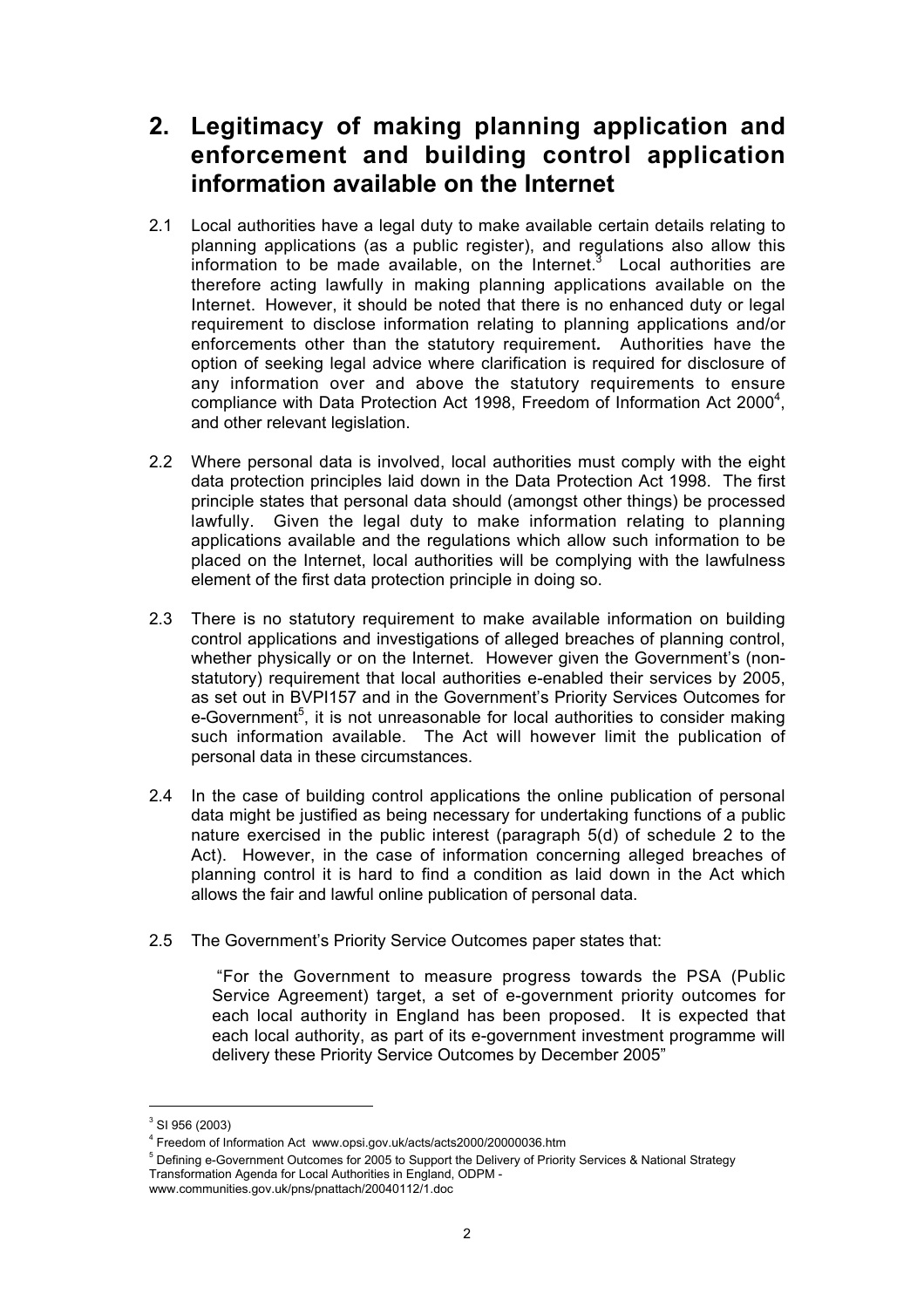## 2. Legitimacy of making planning application and enforcement and building control application information available on the Internet

2.1 Local authorities have a legal duty to make available certain details relating to planning applications (as a public register), and regulations also allow this information to be made available, on the Internet.[3] Local authorities are therefore acting lawfully in making planning applications available on the Internet. However, it should be noted that there is no enhanced duty or legal requirement to disclose information relating to planning applications and/or enforcements other than the statutory requirement**.** Authorities have the option of seeking legal advice where clarification is required for disclosure of any information over and above the statutory requirements to ensure compliance with Data Protection Act 1998, Freedom of Information Act 2000[4], and other relevant legislation.

2.2 Where personal data is involved, local authorities must comply with the eight data protection principles laid down in the Data Protection Act 1998. The first principle states that personal data should (amongst other things) be processed lawfully. Given the legal duty to make information relating to planning applications available and the regulations which allow such information to be placed on the Internet, local authorities will be complying with the lawfulness element of the first data protection principle in doing so.

2.3 There is no statutory requirement to make available information on building control applications and investigations of alleged breaches of planning control, whether physically or on the Internet. However given the Government's (non-statutory) requirement that local authorities e-enabled their services by 2005, as set out in BVPI157 and in the Government's Priority Services Outcomes for e-Government[5], it is not unreasonable for local authorities to consider making such information available. The Act will however limit the publication of personal data in these circumstances.

2.4 In the case of building control applications the online publication of personal data might be justified as being necessary for undertaking functions of a public nature exercised in the public interest (paragraph 5(d) of schedule 2 to the Act). However, in the case of information concerning alleged breaches of planning control it is hard to find a condition as laid down in the Act which allows the fair and lawful online publication of personal data.

2.5 The Government's Priority Service Outcomes paper states that:

> "For the Government to measure progress towards the PSA (Public Service Agreement) target, a set of e-government priority outcomes for each local authority in England has been proposed. It is expected that each local authority, as part of its e-government investment programme will delivery these Priority Service Outcomes by December 2005"

---

[3] SI 956 (2003)

[4] Freedom of Information Act www.opsi.gov.uk/acts/acts2000/20000036.htm

[5] Defining e-Government Outcomes for 2005 to Support the Delivery of Priority Services & National Strategy Transformation Agenda for Local Authorities in England, ODPM - www.communities.gov.uk/pns/pnattach/20040112/1.doc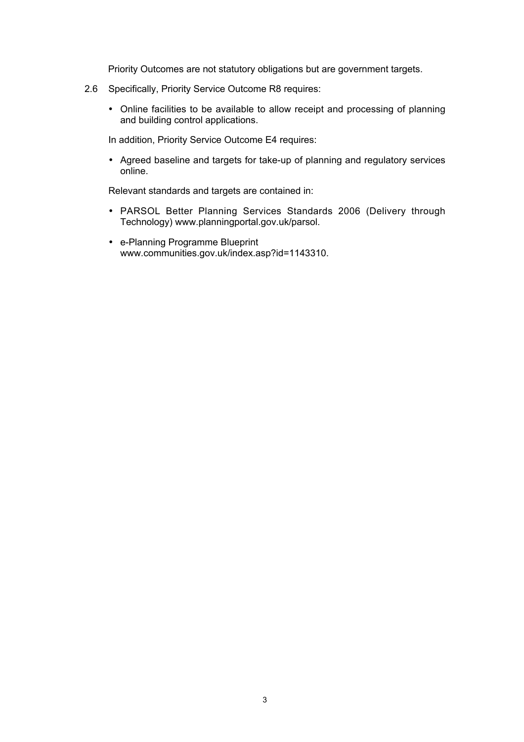Priority Outcomes are not statutory obligations but are government targets.

2.6 Specifically, Priority Service Outcome R8 requires:

- Online facilities to be available to allow receipt and processing of planning and building control applications.

In addition, Priority Service Outcome E4 requires:

- Agreed baseline and targets for take-up of planning and regulatory services online.

Relevant standards and targets are contained in:

- PARSOL Better Planning Services Standards 2006 (Delivery through Technology) www.planningportal.gov.uk/parsol.
- e-Planning Programme Blueprint www.communities.gov.uk/index.asp?id=1143310.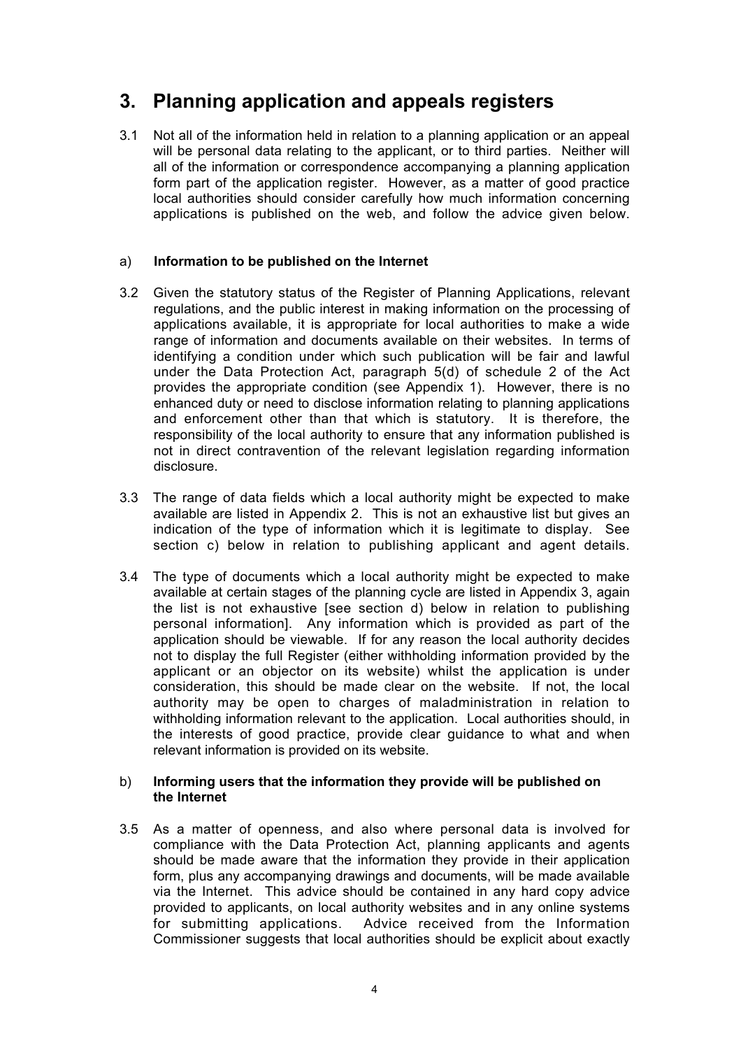# 3. Planning application and appeals registers

3.1 Not all of the information held in relation to a planning application or an appeal will be personal data relating to the applicant, or to third parties. Neither will all of the information or correspondence accompanying a planning application form part of the application register. However, as a matter of good practice local authorities should consider carefully how much information concerning applications is published on the web, and follow the advice given below.

### a) Information to be published on the Internet

3.2 Given the statutory status of the Register of Planning Applications, relevant regulations, and the public interest in making information on the processing of applications available, it is appropriate for local authorities to make a wide range of information and documents available on their websites. In terms of identifying a condition under which such publication will be fair and lawful under the Data Protection Act, paragraph 5(d) of schedule 2 of the Act provides the appropriate condition (see Appendix 1). However, there is no enhanced duty or need to disclose information relating to planning applications and enforcement other than that which is statutory. It is therefore, the responsibility of the local authority to ensure that any information published is not in direct contravention of the relevant legislation regarding information disclosure.

3.3 The range of data fields which a local authority might be expected to make available are listed in Appendix 2. This is not an exhaustive list but gives an indication of the type of information which it is legitimate to display. See section c) below in relation to publishing applicant and agent details.

3.4 The type of documents which a local authority might be expected to make available at certain stages of the planning cycle are listed in Appendix 3, again the list is not exhaustive [see section d) below in relation to publishing personal information]. Any information which is provided as part of the application should be viewable. If for any reason the local authority decides not to display the full Register (either withholding information provided by the applicant or an objector on its website) whilst the application is under consideration, this should be made clear on the website. If not, the local authority may be open to charges of maladministration in relation to withholding information relevant to the application. Local authorities should, in the interests of good practice, provide clear guidance to what and when relevant information is provided on its website.

### b) Informing users that the information they provide will be published on the Internet

3.5 As a matter of openness, and also where personal data is involved for compliance with the Data Protection Act, planning applicants and agents should be made aware that the information they provide in their application form, plus any accompanying drawings and documents, will be made available via the Internet. This advice should be contained in any hard copy advice provided to applicants, on local authority websites and in any online systems for submitting applications. Advice received from the Information Commissioner suggests that local authorities should be explicit about exactly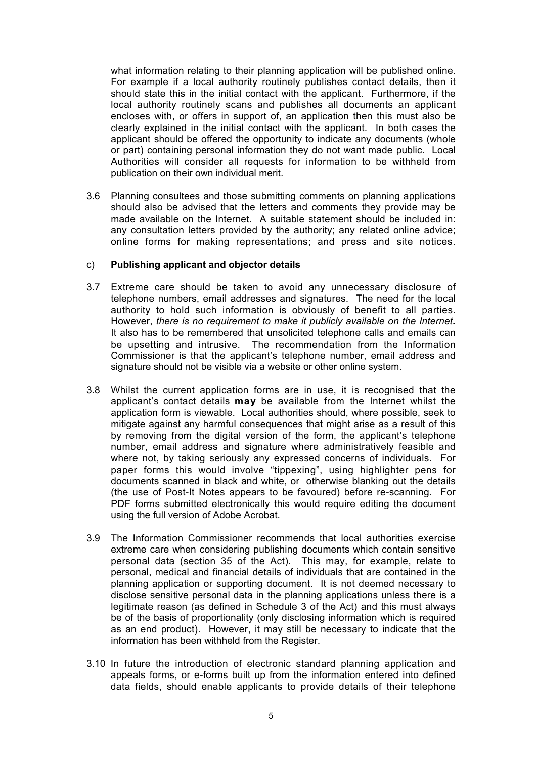what information relating to their planning application will be published online. For example if a local authority routinely publishes contact details, then it should state this in the initial contact with the applicant. Furthermore, if the local authority routinely scans and publishes all documents an applicant encloses with, or offers in support of, an application then this must also be clearly explained in the initial contact with the applicant. In both cases the applicant should be offered the opportunity to indicate any documents (whole or part) containing personal information they do not want made public. Local Authorities will consider all requests for information to be withheld from publication on their own individual merit.

3.6 Planning consultees and those submitting comments on planning applications should also be advised that the letters and comments they provide may be made available on the Internet. A suitable statement should be included in: any consultation letters provided by the authority; any related online advice; online forms for making representations; and press and site notices.

c) **Publishing applicant and objector details**

3.7 Extreme care should be taken to avoid any unnecessary disclosure of telephone numbers, email addresses and signatures. The need for the local authority to hold such information is obviously of benefit to all parties. However, *there is no requirement to make it publicly available on the Internet.* It also has to be remembered that unsolicited telephone calls and emails can be upsetting and intrusive. The recommendation from the Information Commissioner is that the applicant's telephone number, email address and signature should not be visible via a website or other online system.

3.8 Whilst the current application forms are in use, it is recognised that the applicant's contact details **may** be available from the Internet whilst the application form is viewable. Local authorities should, where possible, seek to mitigate against any harmful consequences that might arise as a result of this by removing from the digital version of the form, the applicant's telephone number, email address and signature where administratively feasible and where not, by taking seriously any expressed concerns of individuals. For paper forms this would involve "tippexing", using highlighter pens for documents scanned in black and white, or otherwise blanking out the details (the use of Post-It Notes appears to be favoured) before re-scanning. For PDF forms submitted electronically this would require editing the document using the full version of Adobe Acrobat.

3.9 The Information Commissioner recommends that local authorities exercise extreme care when considering publishing documents which contain sensitive personal data (section 35 of the Act). This may, for example, relate to personal, medical and financial details of individuals that are contained in the planning application or supporting document. It is not deemed necessary to disclose sensitive personal data in the planning applications unless there is a legitimate reason (as defined in Schedule 3 of the Act) and this must always be of the basis of proportionality (only disclosing information which is required as an end product). However, it may still be necessary to indicate that the information has been withheld from the Register.

3.10 In future the introduction of electronic standard planning application and appeals forms, or e-forms built up from the information entered into defined data fields, should enable applicants to provide details of their telephone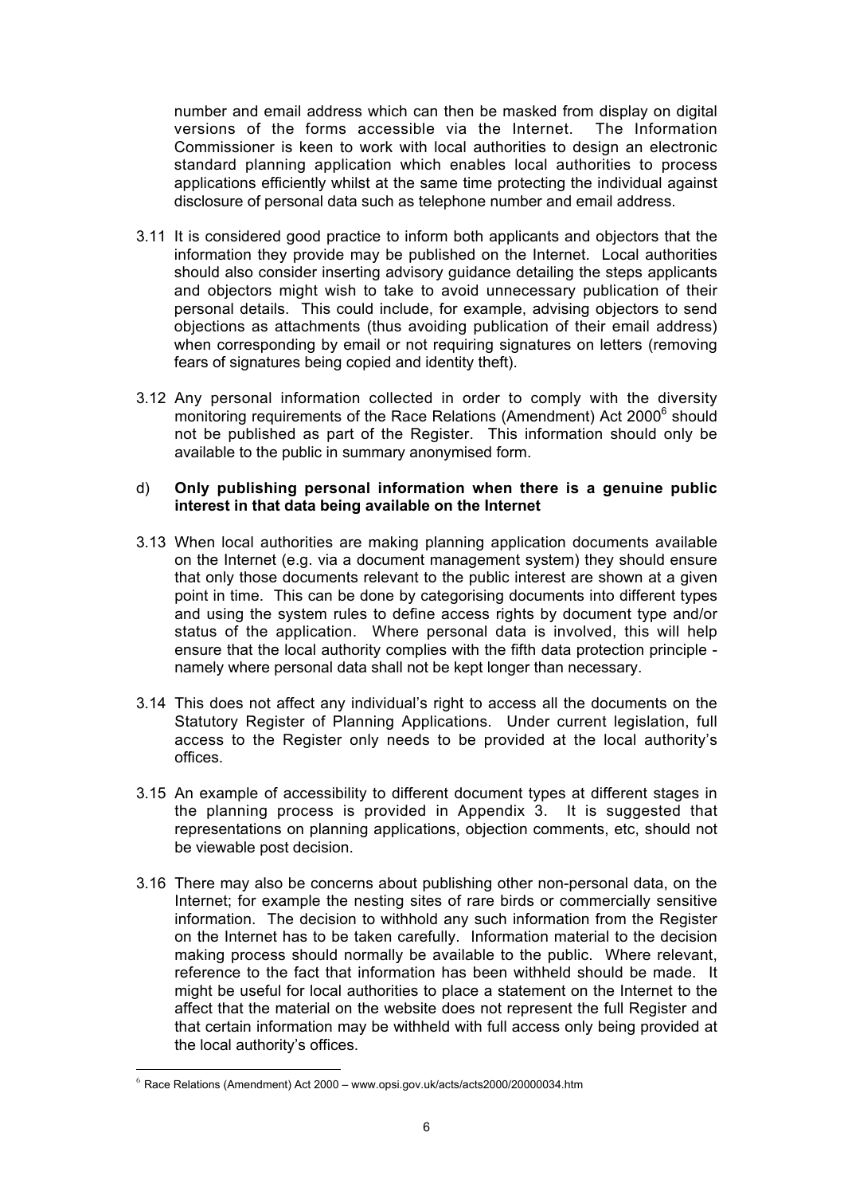number and email address which can then be masked from display on digital versions of the forms accessible via the Internet. The Information Commissioner is keen to work with local authorities to design an electronic standard planning application which enables local authorities to process applications efficiently whilst at the same time protecting the individual against disclosure of personal data such as telephone number and email address.

3.11 It is considered good practice to inform both applicants and objectors that the information they provide may be published on the Internet. Local authorities should also consider inserting advisory guidance detailing the steps applicants and objectors might wish to take to avoid unnecessary publication of their personal details. This could include, for example, advising objectors to send objections as attachments (thus avoiding publication of their email address) when corresponding by email or not requiring signatures on letters (removing fears of signatures being copied and identity theft).

3.12 Any personal information collected in order to comply with the diversity monitoring requirements of the Race Relations (Amendment) Act 2000[6] should not be published as part of the Register. This information should only be available to the public in summary anonymised form.

d) **Only publishing personal information when there is a genuine public interest in that data being available on the Internet**

3.13 When local authorities are making planning application documents available on the Internet (e.g. via a document management system) they should ensure that only those documents relevant to the public interest are shown at a given point in time. This can be done by categorising documents into different types and using the system rules to define access rights by document type and/or status of the application. Where personal data is involved, this will help ensure that the local authority complies with the fifth data protection principle - namely where personal data shall not be kept longer than necessary.

3.14 This does not affect any individual's right to access all the documents on the Statutory Register of Planning Applications. Under current legislation, full access to the Register only needs to be provided at the local authority's offices.

3.15 An example of accessibility to different document types at different stages in the planning process is provided in Appendix 3. It is suggested that representations on planning applications, objection comments, etc, should not be viewable post decision.

3.16 There may also be concerns about publishing other non-personal data, on the Internet; for example the nesting sites of rare birds or commercially sensitive information. The decision to withhold any such information from the Register on the Internet has to be taken carefully. Information material to the decision making process should normally be available to the public. Where relevant, reference to the fact that information has been withheld should be made. It might be useful for local authorities to place a statement on the Internet to the affect that the material on the website does not represent the full Register and that certain information may be withheld with full access only being provided at the local authority's offices.

[6] Race Relations (Amendment) Act 2000 – www.opsi.gov.uk/acts/acts2000/20000034.htm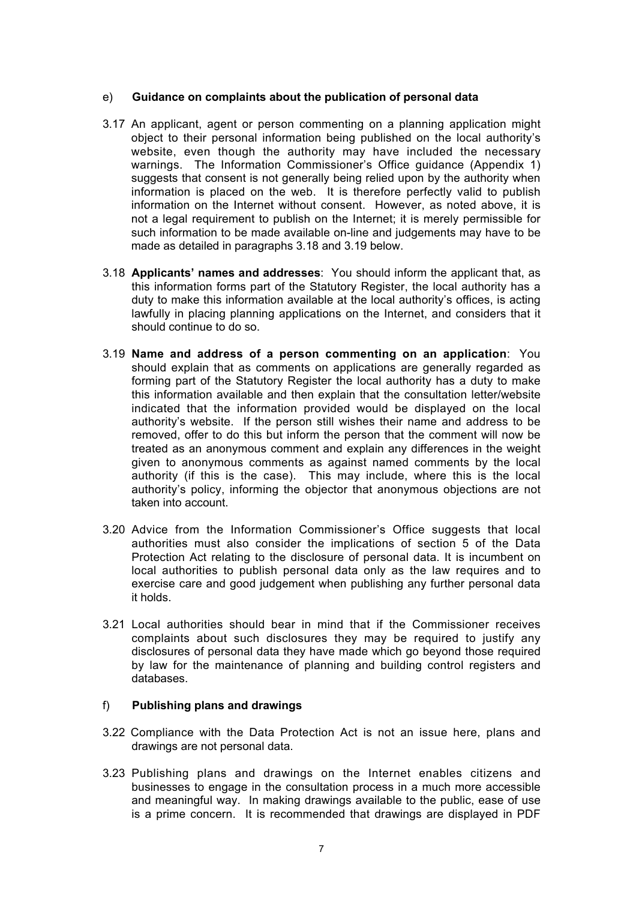### e) Guidance on complaints about the publication of personal data

3.17 An applicant, agent or person commenting on a planning application might object to their personal information being published on the local authority's website, even though the authority may have included the necessary warnings. The Information Commissioner's Office guidance (Appendix 1) suggests that consent is not generally being relied upon by the authority when information is placed on the web. It is therefore perfectly valid to publish information on the Internet without consent. However, as noted above, it is not a legal requirement to publish on the Internet; it is merely permissible for such information to be made available on-line and judgements may have to be made as detailed in paragraphs 3.18 and 3.19 below.

3.18 **Applicants' names and addresses**: You should inform the applicant that, as this information forms part of the Statutory Register, the local authority has a duty to make this information available at the local authority's offices, is acting lawfully in placing planning applications on the Internet, and considers that it should continue to do so.

3.19 **Name and address of a person commenting on an application**: You should explain that as comments on applications are generally regarded as forming part of the Statutory Register the local authority has a duty to make this information available and then explain that the consultation letter/website indicated that the information provided would be displayed on the local authority's website. If the person still wishes their name and address to be removed, offer to do this but inform the person that the comment will now be treated as an anonymous comment and explain any differences in the weight given to anonymous comments as against named comments by the local authority (if this is the case). This may include, where this is the local authority's policy, informing the objector that anonymous objections are not taken into account.

3.20 Advice from the Information Commissioner's Office suggests that local authorities must also consider the implications of section 5 of the Data Protection Act relating to the disclosure of personal data. It is incumbent on local authorities to publish personal data only as the law requires and to exercise care and good judgement when publishing any further personal data it holds.

3.21 Local authorities should bear in mind that if the Commissioner receives complaints about such disclosures they may be required to justify any disclosures of personal data they have made which go beyond those required by law for the maintenance of planning and building control registers and databases.

### f) Publishing plans and drawings

3.22 Compliance with the Data Protection Act is not an issue here, plans and drawings are not personal data.

3.23 Publishing plans and drawings on the Internet enables citizens and businesses to engage in the consultation process in a much more accessible and meaningful way. In making drawings available to the public, ease of use is a prime concern. It is recommended that drawings are displayed in PDF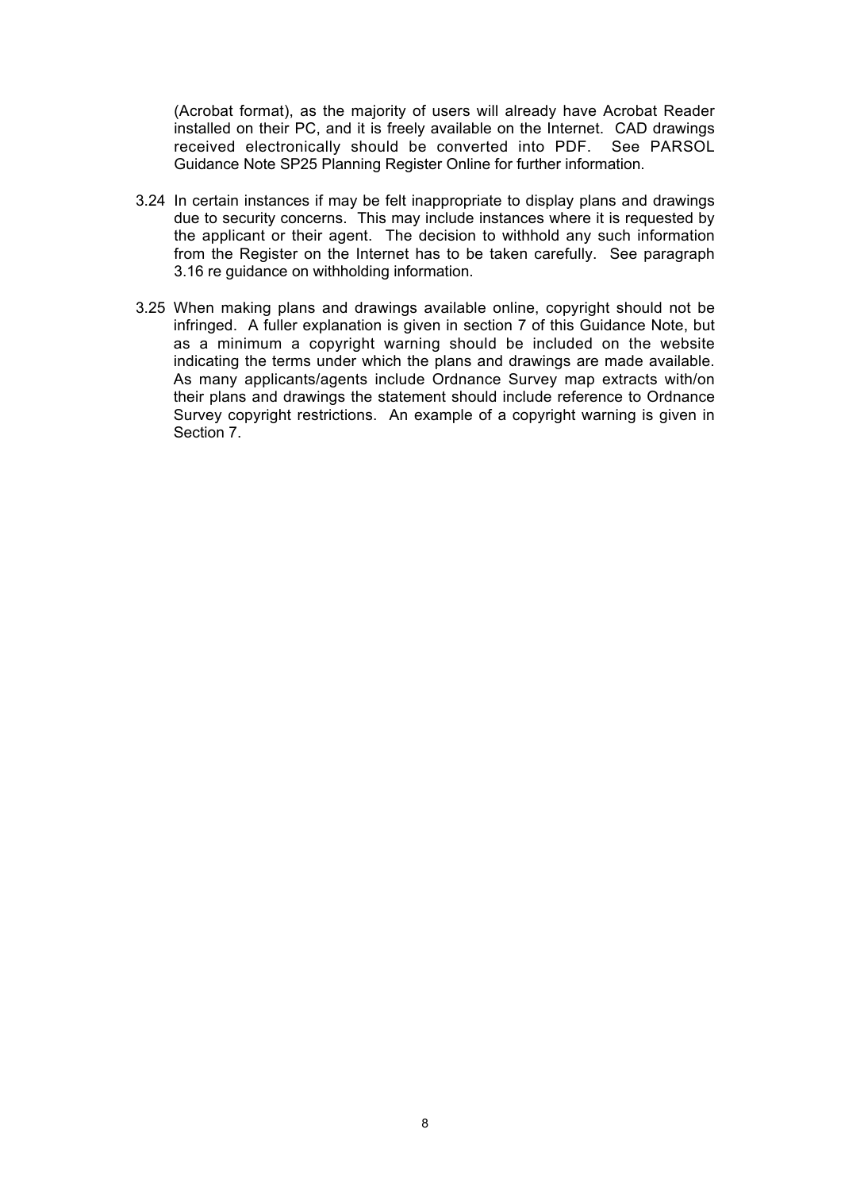(Acrobat format), as the majority of users will already have Acrobat Reader installed on their PC, and it is freely available on the Internet. CAD drawings received electronically should be converted into PDF. See PARSOL Guidance Note SP25 Planning Register Online for further information.

3.24 In certain instances if may be felt inappropriate to display plans and drawings due to security concerns. This may include instances where it is requested by the applicant or their agent. The decision to withhold any such information from the Register on the Internet has to be taken carefully. See paragraph 3.16 re guidance on withholding information.

3.25 When making plans and drawings available online, copyright should not be infringed. A fuller explanation is given in section 7 of this Guidance Note, but as a minimum a copyright warning should be included on the website indicating the terms under which the plans and drawings are made available. As many applicants/agents include Ordnance Survey map extracts with/on their plans and drawings the statement should include reference to Ordnance Survey copyright restrictions. An example of a copyright warning is given in Section 7.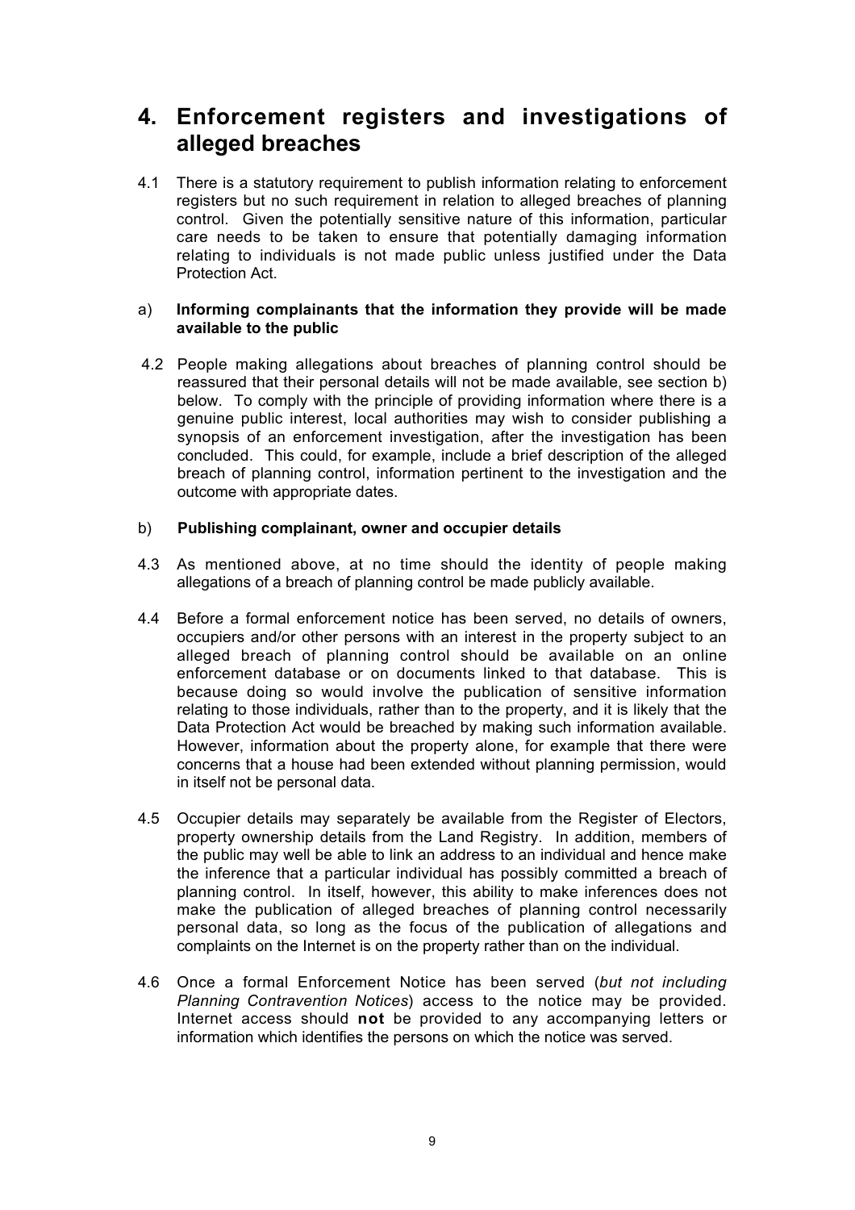# 4. Enforcement registers and investigations of alleged breaches

4.1 There is a statutory requirement to publish information relating to enforcement registers but no such requirement in relation to alleged breaches of planning control. Given the potentially sensitive nature of this information, particular care needs to be taken to ensure that potentially damaging information relating to individuals is not made public unless justified under the Data Protection Act.

### a) Informing complainants that the information they provide will be made available to the public

4.2 People making allegations about breaches of planning control should be reassured that their personal details will not be made available, see section b) below. To comply with the principle of providing information where there is a genuine public interest, local authorities may wish to consider publishing a synopsis of an enforcement investigation, after the investigation has been concluded. This could, for example, include a brief description of the alleged breach of planning control, information pertinent to the investigation and the outcome with appropriate dates.

### b) Publishing complainant, owner and occupier details

4.3 As mentioned above, at no time should the identity of people making allegations of a breach of planning control be made publicly available.

4.4 Before a formal enforcement notice has been served, no details of owners, occupiers and/or other persons with an interest in the property subject to an alleged breach of planning control should be available on an online enforcement database or on documents linked to that database. This is because doing so would involve the publication of sensitive information relating to those individuals, rather than to the property, and it is likely that the Data Protection Act would be breached by making such information available. However, information about the property alone, for example that there were concerns that a house had been extended without planning permission, would in itself not be personal data.

4.5 Occupier details may separately be available from the Register of Electors, property ownership details from the Land Registry. In addition, members of the public may well be able to link an address to an individual and hence make the inference that a particular individual has possibly committed a breach of planning control. In itself, however, this ability to make inferences does not make the publication of alleged breaches of planning control necessarily personal data, so long as the focus of the publication of allegations and complaints on the Internet is on the property rather than on the individual.

4.6 Once a formal Enforcement Notice has been served (*but not including Planning Contravention Notices*) access to the notice may be provided. Internet access should **not** be provided to any accompanying letters or information which identifies the persons on which the notice was served.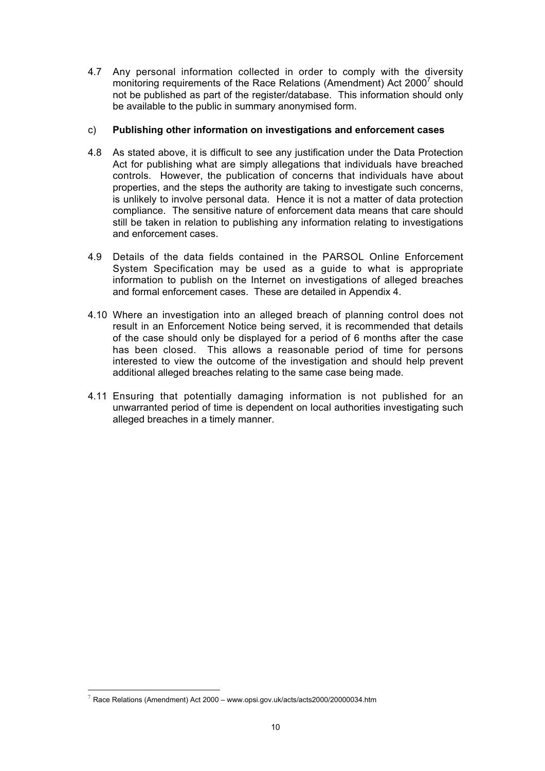4.7 Any personal information collected in order to comply with the diversity monitoring requirements of the Race Relations (Amendment) Act 2000[7] should not be published as part of the register/database. This information should only be available to the public in summary anonymised form.

c) **Publishing other information on investigations and enforcement cases**

4.8 As stated above, it is difficult to see any justification under the Data Protection Act for publishing what are simply allegations that individuals have breached controls. However, the publication of concerns that individuals have about properties, and the steps the authority are taking to investigate such concerns, is unlikely to involve personal data. Hence it is not a matter of data protection compliance. The sensitive nature of enforcement data means that care should still be taken in relation to publishing any information relating to investigations and enforcement cases.

4.9 Details of the data fields contained in the PARSOL Online Enforcement System Specification may be used as a guide to what is appropriate information to publish on the Internet on investigations of alleged breaches and formal enforcement cases. These are detailed in Appendix 4.

4.10 Where an investigation into an alleged breach of planning control does not result in an Enforcement Notice being served, it is recommended that details of the case should only be displayed for a period of 6 months after the case has been closed. This allows a reasonable period of time for persons interested to view the outcome of the investigation and should help prevent additional alleged breaches relating to the same case being made.

4.11 Ensuring that potentially damaging information is not published for an unwarranted period of time is dependent on local authorities investigating such alleged breaches in a timely manner.

[7] Race Relations (Amendment) Act 2000 – www.opsi.gov.uk/acts/acts2000/20000034.htm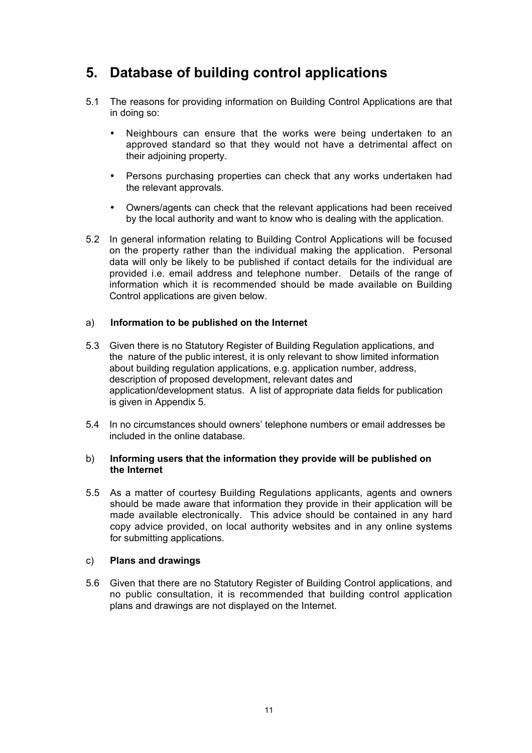# 5. Database of building control applications

5.1 The reasons for providing information on Building Control Applications are that in doing so:

- Neighbours can ensure that the works were being undertaken to an approved standard so that they would not have a detrimental affect on their adjoining property.
- Persons purchasing properties can check that any works undertaken had the relevant approvals.
- Owners/agents can check that the relevant applications had been received by the local authority and want to know who is dealing with the application.

5.2 In general information relating to Building Control Applications will be focused on the property rather than the individual making the application. Personal data will only be likely to be published if contact details for the individual are provided i.e. email address and telephone number. Details of the range of information which it is recommended should be made available on Building Control applications are given below.

a) **Information to be published on the Internet**

5.3 Given there is no Statutory Register of Building Regulation applications, and the nature of the public interest, it is only relevant to show limited information about building regulation applications, e.g. application number, address, description of proposed development, relevant dates and application/development status. A list of appropriate data fields for publication is given in Appendix 5.

5.4 In no circumstances should owners' telephone numbers or email addresses be included in the online database.

b) **Informing users that the information they provide will be published on the Internet**

5.5 As a matter of courtesy Building Regulations applicants, agents and owners should be made aware that information they provide in their application will be made available electronically. This advice should be contained in any hard copy advice provided, on local authority websites and in any online systems for submitting applications.

c) **Plans and drawings**

5.6 Given that there are no Statutory Register of Building Control applications, and no public consultation, it is recommended that building control application plans and drawings are not displayed on the Internet.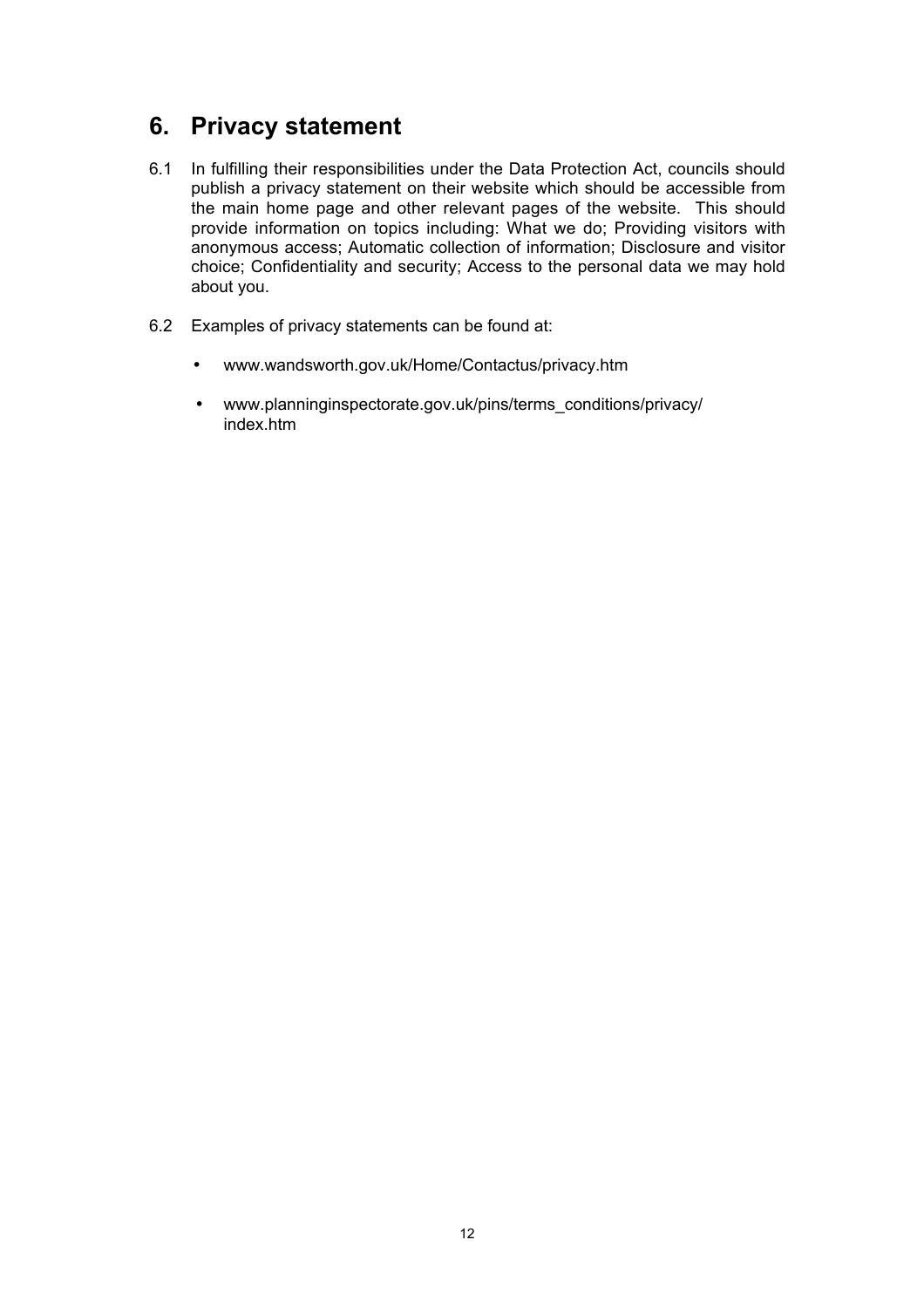## 6. Privacy statement

6.1 In fulfilling their responsibilities under the Data Protection Act, councils should publish a privacy statement on their website which should be accessible from the main home page and other relevant pages of the website. This should provide information on topics including: What we do; Providing visitors with anonymous access; Automatic collection of information; Disclosure and visitor choice; Confidentiality and security; Access to the personal data we may hold about you.

6.2 Examples of privacy statements can be found at:

- www.wandsworth.gov.uk/Home/Contactus/privacy.htm
- www.planninginspectorate.gov.uk/pins/terms_conditions/privacy/index.htm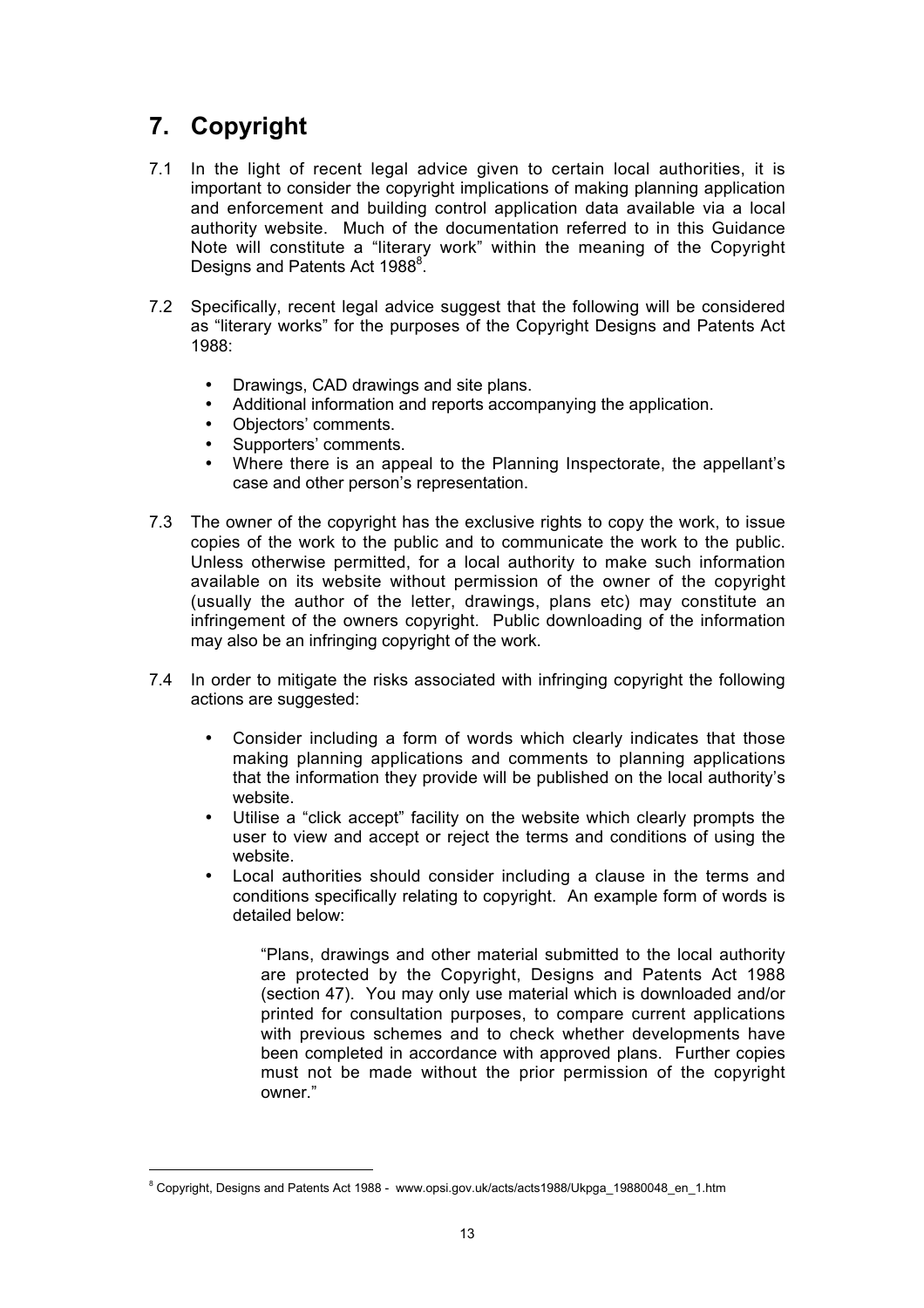# 7. Copyright

7.1 In the light of recent legal advice given to certain local authorities, it is important to consider the copyright implications of making planning application and enforcement and building control application data available via a local authority website. Much of the documentation referred to in this Guidance Note will constitute a "literary work" within the meaning of the Copyright Designs and Patents Act 1988[8].

7.2 Specifically, recent legal advice suggest that the following will be considered as "literary works" for the purposes of the Copyright Designs and Patents Act 1988:

- Drawings, CAD drawings and site plans.
- Additional information and reports accompanying the application.
- Objectors' comments.
- Supporters' comments.
- Where there is an appeal to the Planning Inspectorate, the appellant's case and other person's representation.

7.3 The owner of the copyright has the exclusive rights to copy the work, to issue copies of the work to the public and to communicate the work to the public. Unless otherwise permitted, for a local authority to make such information available on its website without permission of the owner of the copyright (usually the author of the letter, drawings, plans etc) may constitute an infringement of the owners copyright. Public downloading of the information may also be an infringing copyright of the work.

7.4 In order to mitigate the risks associated with infringing copyright the following actions are suggested:

- Consider including a form of words which clearly indicates that those making planning applications and comments to planning applications that the information they provide will be published on the local authority's website.
- Utilise a "click accept" facility on the website which clearly prompts the user to view and accept or reject the terms and conditions of using the website.
- Local authorities should consider including a clause in the terms and conditions specifically relating to copyright. An example form of words is detailed below:

> "Plans, drawings and other material submitted to the local authority are protected by the Copyright, Designs and Patents Act 1988 (section 47). You may only use material which is downloaded and/or printed for consultation purposes, to compare current applications with previous schemes and to check whether developments have been completed in accordance with approved plans. Further copies must not be made without the prior permission of the copyright owner."

---

[8] Copyright, Designs and Patents Act 1988 - www.opsi.gov.uk/acts/acts1988/Ukpga_19880048_en_1.htm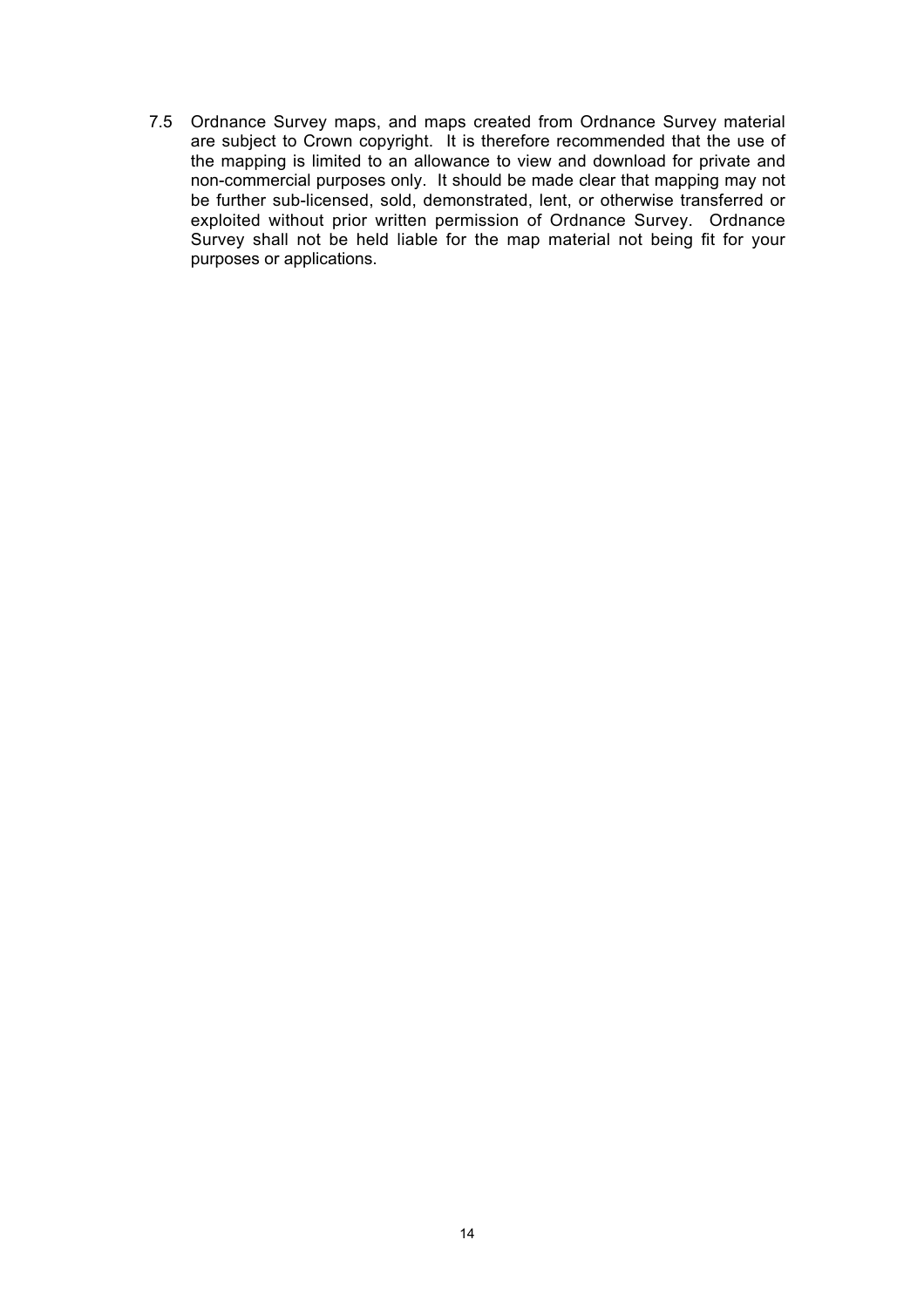7.5 Ordnance Survey maps, and maps created from Ordnance Survey material are subject to Crown copyright. It is therefore recommended that the use of the mapping is limited to an allowance to view and download for private and non-commercial purposes only. It should be made clear that mapping may not be further sub-licensed, sold, demonstrated, lent, or otherwise transferred or exploited without prior written permission of Ordnance Survey. Ordnance Survey shall not be held liable for the map material not being fit for your purposes or applications.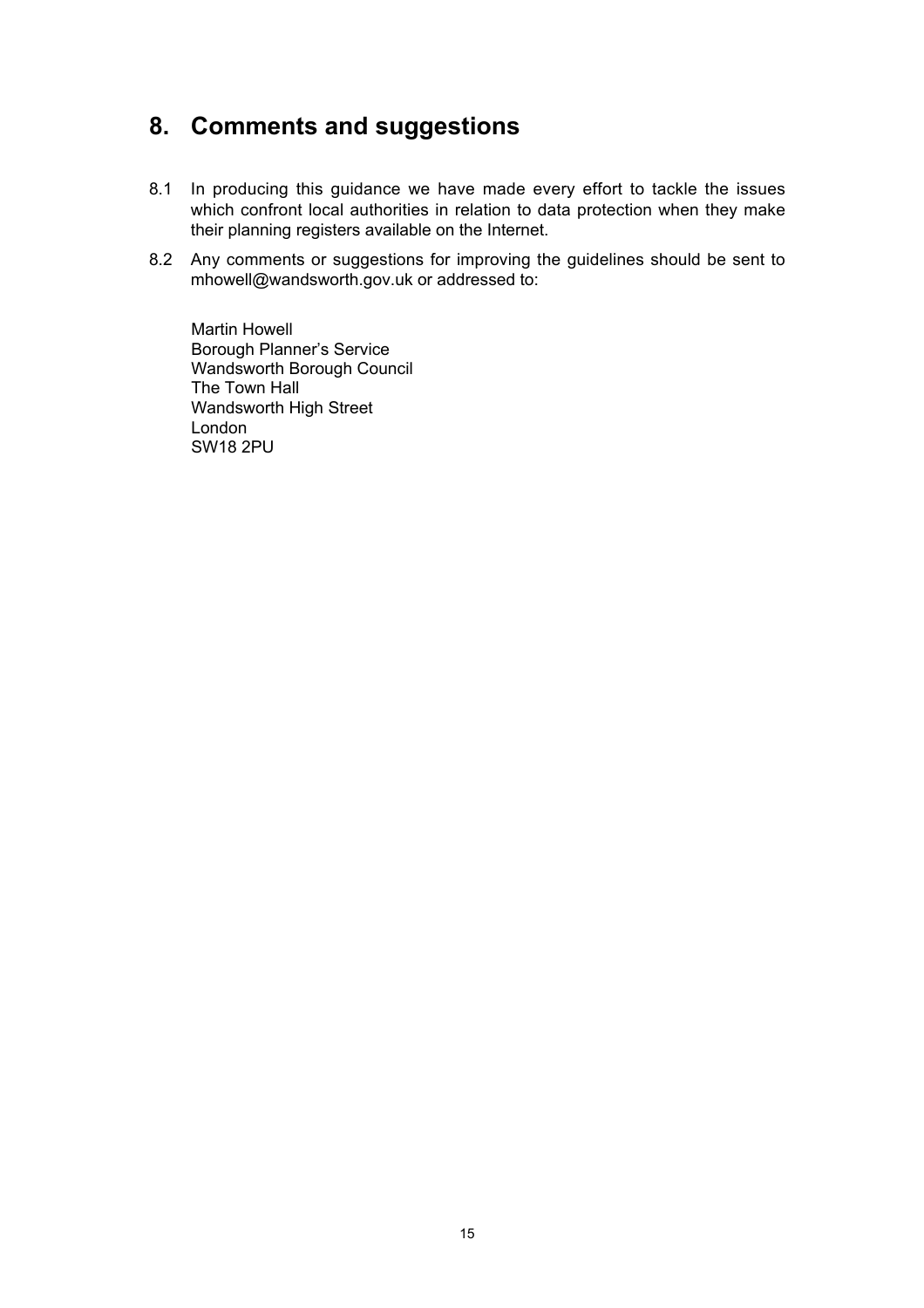## 8. Comments and suggestions

8.1 In producing this guidance we have made every effort to tackle the issues which confront local authorities in relation to data protection when they make their planning registers available on the Internet.

8.2 Any comments or suggestions for improving the guidelines should be sent to mhowell@wandsworth.gov.uk or addressed to:

Martin Howell
Borough Planner's Service
Wandsworth Borough Council
The Town Hall
Wandsworth High Street
London
SW18 2PU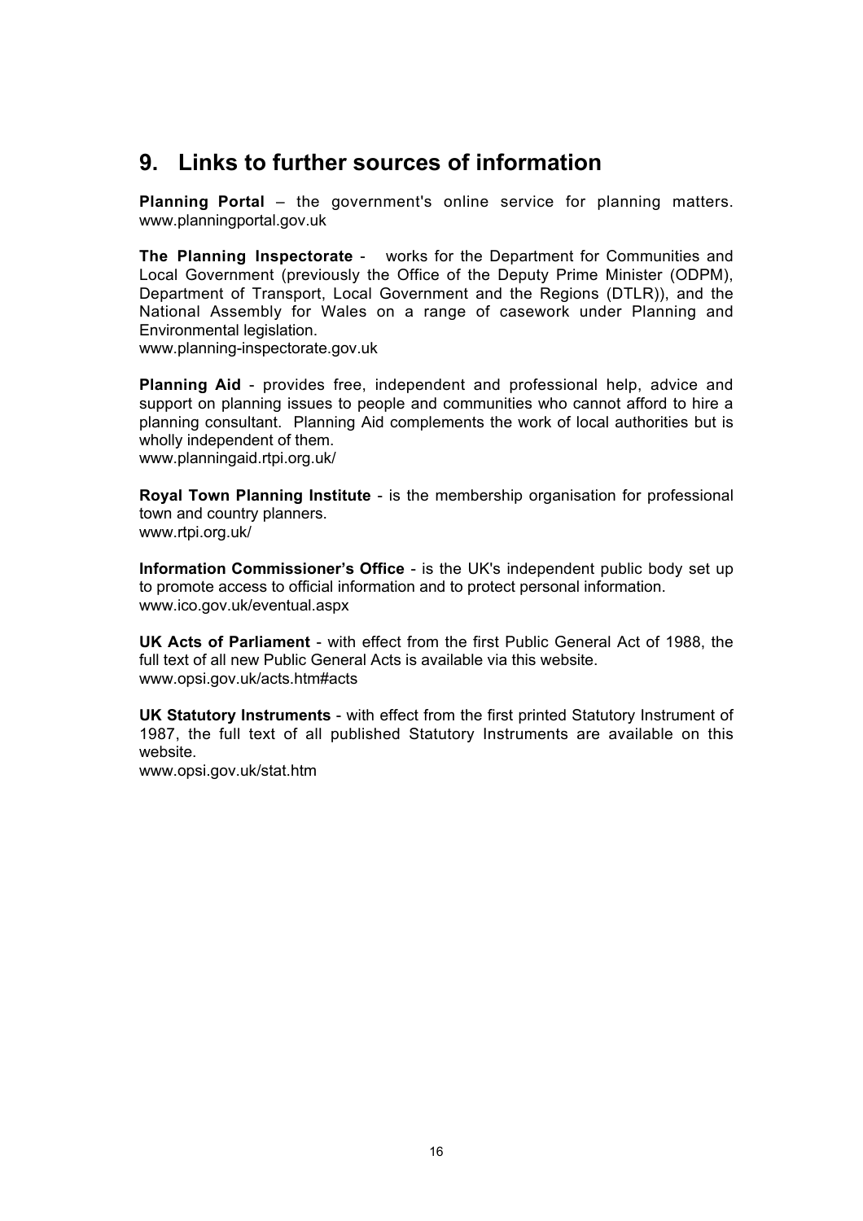## 9. Links to further sources of information

**Planning Portal** – the government's online service for planning matters. www.planningportal.gov.uk

**The Planning Inspectorate** - works for the Department for Communities and Local Government (previously the Office of the Deputy Prime Minister (ODPM), Department of Transport, Local Government and the Regions (DTLR)), and the National Assembly for Wales on a range of casework under Planning and Environmental legislation.
www.planning-inspectorate.gov.uk

**Planning Aid** - provides free, independent and professional help, advice and support on planning issues to people and communities who cannot afford to hire a planning consultant. Planning Aid complements the work of local authorities but is wholly independent of them.
www.planningaid.rtpi.org.uk/

**Royal Town Planning Institute** - is the membership organisation for professional town and country planners.
www.rtpi.org.uk/

**Information Commissioner's Office** - is the UK's independent public body set up to promote access to official information and to protect personal information.
www.ico.gov.uk/eventual.aspx

**UK Acts of Parliament** - with effect from the first Public General Act of 1988, the full text of all new Public General Acts is available via this website.
www.opsi.gov.uk/acts.htm#acts

**UK Statutory Instruments** - with effect from the first printed Statutory Instrument of 1987, the full text of all published Statutory Instruments are available on this website.
www.opsi.gov.uk/stat.htm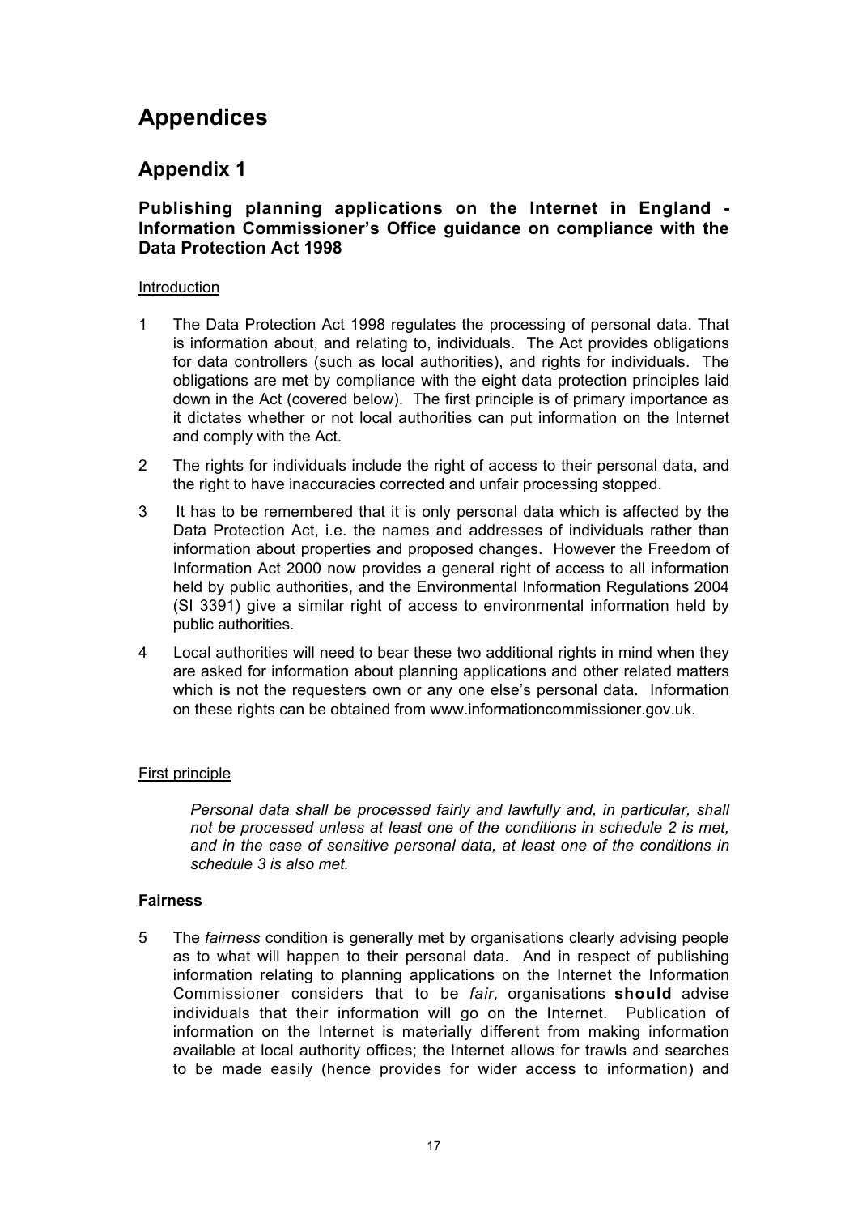# Appendices

## Appendix 1

### Publishing planning applications on the Internet in England - Information Commissioner's Office guidance on compliance with the Data Protection Act 1998

Introduction

1 The Data Protection Act 1998 regulates the processing of personal data. That is information about, and relating to, individuals. The Act provides obligations for data controllers (such as local authorities), and rights for individuals. The obligations are met by compliance with the eight data protection principles laid down in the Act (covered below). The first principle is of primary importance as it dictates whether or not local authorities can put information on the Internet and comply with the Act.

2 The rights for individuals include the right of access to their personal data, and the right to have inaccuracies corrected and unfair processing stopped.

3 It has to be remembered that it is only personal data which is affected by the Data Protection Act, i.e. the names and addresses of individuals rather than information about properties and proposed changes. However the Freedom of Information Act 2000 now provides a general right of access to all information held by public authorities, and the Environmental Information Regulations 2004 (SI 3391) give a similar right of access to environmental information held by public authorities.

4 Local authorities will need to bear these two additional rights in mind when they are asked for information about planning applications and other related matters which is not the requesters own or any one else's personal data. Information on these rights can be obtained from www.informationcommissioner.gov.uk.

First principle

> *Personal data shall be processed fairly and lawfully and, in particular, shall not be processed unless at least one of the conditions in schedule 2 is met, and in the case of sensitive personal data, at least one of the conditions in schedule 3 is also met.*

**Fairness**

5 The *fairness* condition is generally met by organisations clearly advising people as to what will happen to their personal data. And in respect of publishing information relating to planning applications on the Internet the Information Commissioner considers that to be *fair,* organisations **should** advise individuals that their information will go on the Internet. Publication of information on the Internet is materially different from making information available at local authority offices; the Internet allows for trawls and searches to be made easily (hence provides for wider access to information) and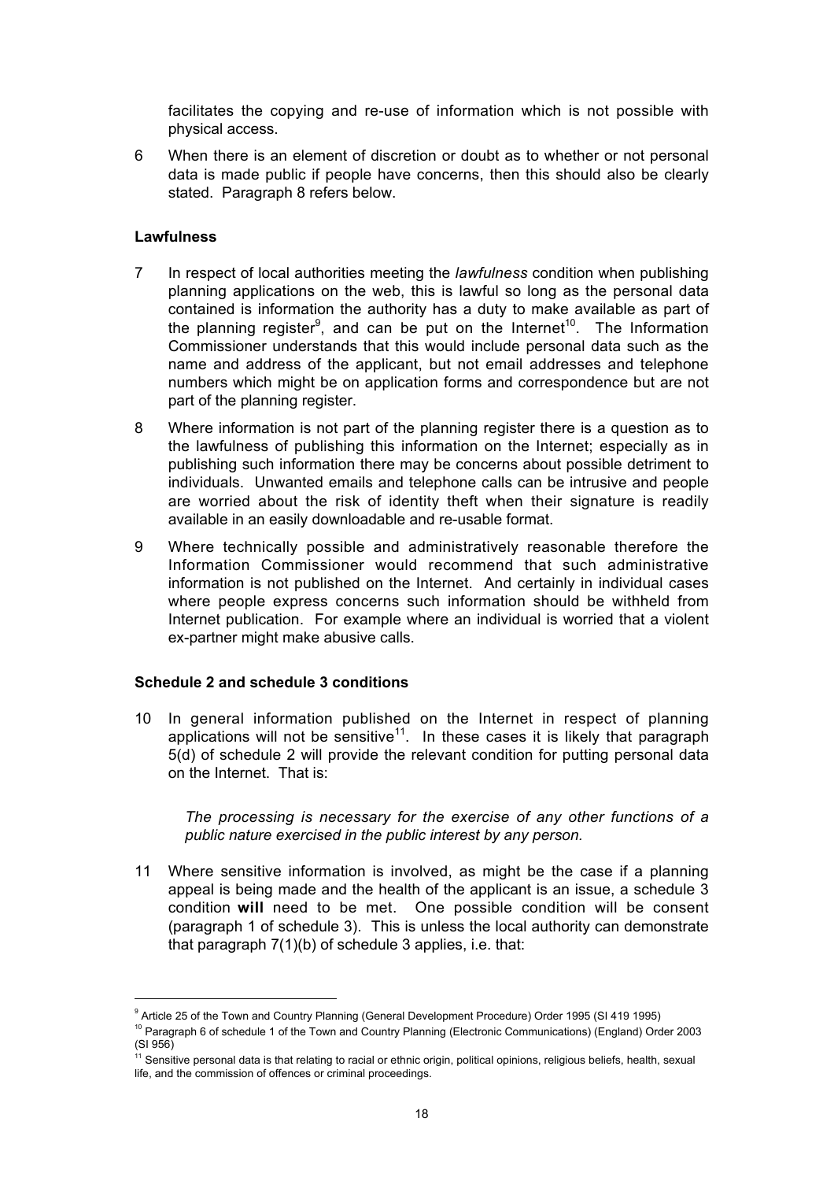facilitates the copying and re-use of information which is not possible with physical access.

6 When there is an element of discretion or doubt as to whether or not personal data is made public if people have concerns, then this should also be clearly stated. Paragraph 8 refers below.

### Lawfulness

7 In respect of local authorities meeting the *lawfulness* condition when publishing planning applications on the web, this is lawful so long as the personal data contained is information the authority has a duty to make available as part of the planning register[9], and can be put on the Internet[10]. The Information Commissioner understands that this would include personal data such as the name and address of the applicant, but not email addresses and telephone numbers which might be on application forms and correspondence but are not part of the planning register.

8 Where information is not part of the planning register there is a question as to the lawfulness of publishing this information on the Internet; especially as in publishing such information there may be concerns about possible detriment to individuals. Unwanted emails and telephone calls can be intrusive and people are worried about the risk of identity theft when their signature is readily available in an easily downloadable and re-usable format.

9 Where technically possible and administratively reasonable therefore the Information Commissioner would recommend that such administrative information is not published on the Internet. And certainly in individual cases where people express concerns such information should be withheld from Internet publication. For example where an individual is worried that a violent ex-partner might make abusive calls.

### Schedule 2 and schedule 3 conditions

10 In general information published on the Internet in respect of planning applications will not be sensitive[11]. In these cases it is likely that paragraph 5(d) of schedule 2 will provide the relevant condition for putting personal data on the Internet. That is:

> *The processing is necessary for the exercise of any other functions of a public nature exercised in the public interest by any person.*

11 Where sensitive information is involved, as might be the case if a planning appeal is being made and the health of the applicant is an issue, a schedule 3 condition **will** need to be met. One possible condition will be consent (paragraph 1 of schedule 3). This is unless the local authority can demonstrate that paragraph 7(1)(b) of schedule 3 applies, i.e. that:

---

[9] Article 25 of the Town and Country Planning (General Development Procedure) Order 1995 (SI 419 1995)

[10] Paragraph 6 of schedule 1 of the Town and Country Planning (Electronic Communications) (England) Order 2003 (SI 956)

[11] Sensitive personal data is that relating to racial or ethnic origin, political opinions, religious beliefs, health, sexual life, and the commission of offences or criminal proceedings.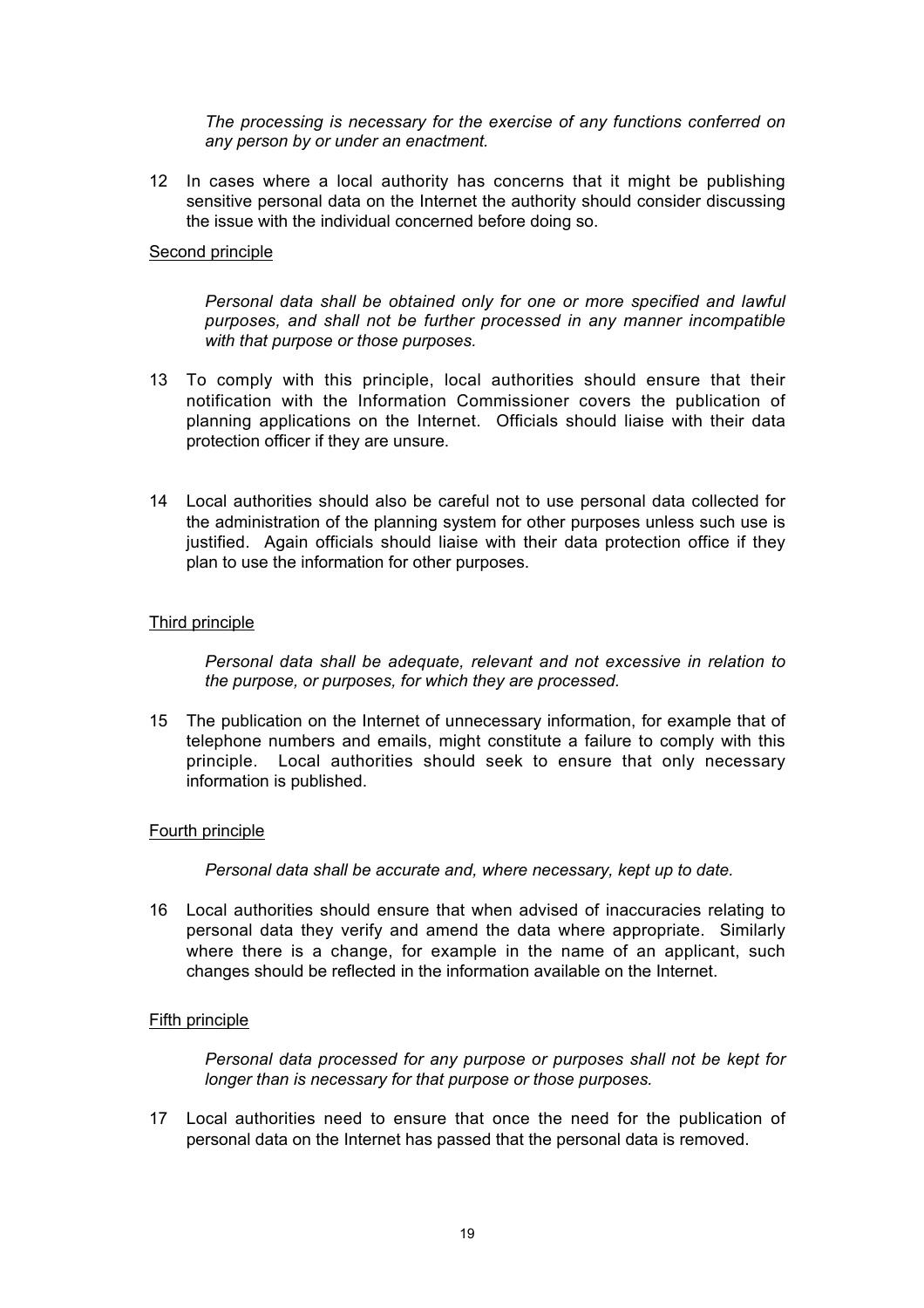*The processing is necessary for the exercise of any functions conferred on any person by or under an enactment.*

12 In cases where a local authority has concerns that it might be publishing sensitive personal data on the Internet the authority should consider discussing the issue with the individual concerned before doing so.

<u>Second principle</u>

*Personal data shall be obtained only for one or more specified and lawful purposes, and shall not be further processed in any manner incompatible with that purpose or those purposes.*

13 To comply with this principle, local authorities should ensure that their notification with the Information Commissioner covers the publication of planning applications on the Internet. Officials should liaise with their data protection officer if they are unsure.

14 Local authorities should also be careful not to use personal data collected for the administration of the planning system for other purposes unless such use is justified. Again officials should liaise with their data protection office if they plan to use the information for other purposes.

<u>Third principle</u>

*Personal data shall be adequate, relevant and not excessive in relation to the purpose, or purposes, for which they are processed.*

15 The publication on the Internet of unnecessary information, for example that of telephone numbers and emails, might constitute a failure to comply with this principle. Local authorities should seek to ensure that only necessary information is published.

<u>Fourth principle</u>

*Personal data shall be accurate and, where necessary, kept up to date.*

16 Local authorities should ensure that when advised of inaccuracies relating to personal data they verify and amend the data where appropriate. Similarly where there is a change, for example in the name of an applicant, such changes should be reflected in the information available on the Internet.

<u>Fifth principle</u>

*Personal data processed for any purpose or purposes shall not be kept for longer than is necessary for that purpose or those purposes.*

17 Local authorities need to ensure that once the need for the publication of personal data on the Internet has passed that the personal data is removed.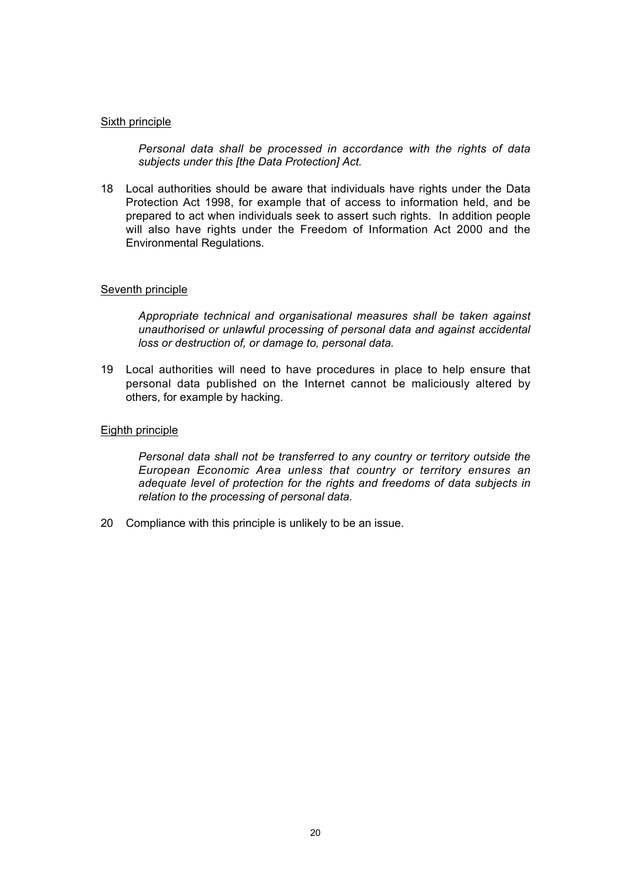<u>Sixth principle</u>

> *Personal data shall be processed in accordance with the rights of data subjects under this [the Data Protection] Act.*

18 Local authorities should be aware that individuals have rights under the Data Protection Act 1998, for example that of access to information held, and be prepared to act when individuals seek to assert such rights. In addition people will also have rights under the Freedom of Information Act 2000 and the Environmental Regulations.

<u>Seventh principle</u>

> *Appropriate technical and organisational measures shall be taken against unauthorised or unlawful processing of personal data and against accidental loss or destruction of, or damage to, personal data.*

19 Local authorities will need to have procedures in place to help ensure that personal data published on the Internet cannot be maliciously altered by others, for example by hacking.

<u>Eighth principle</u>

> *Personal data shall not be transferred to any country or territory outside the European Economic Area unless that country or territory ensures an adequate level of protection for the rights and freedoms of data subjects in relation to the processing of personal data.*

20 Compliance with this principle is unlikely to be an issue.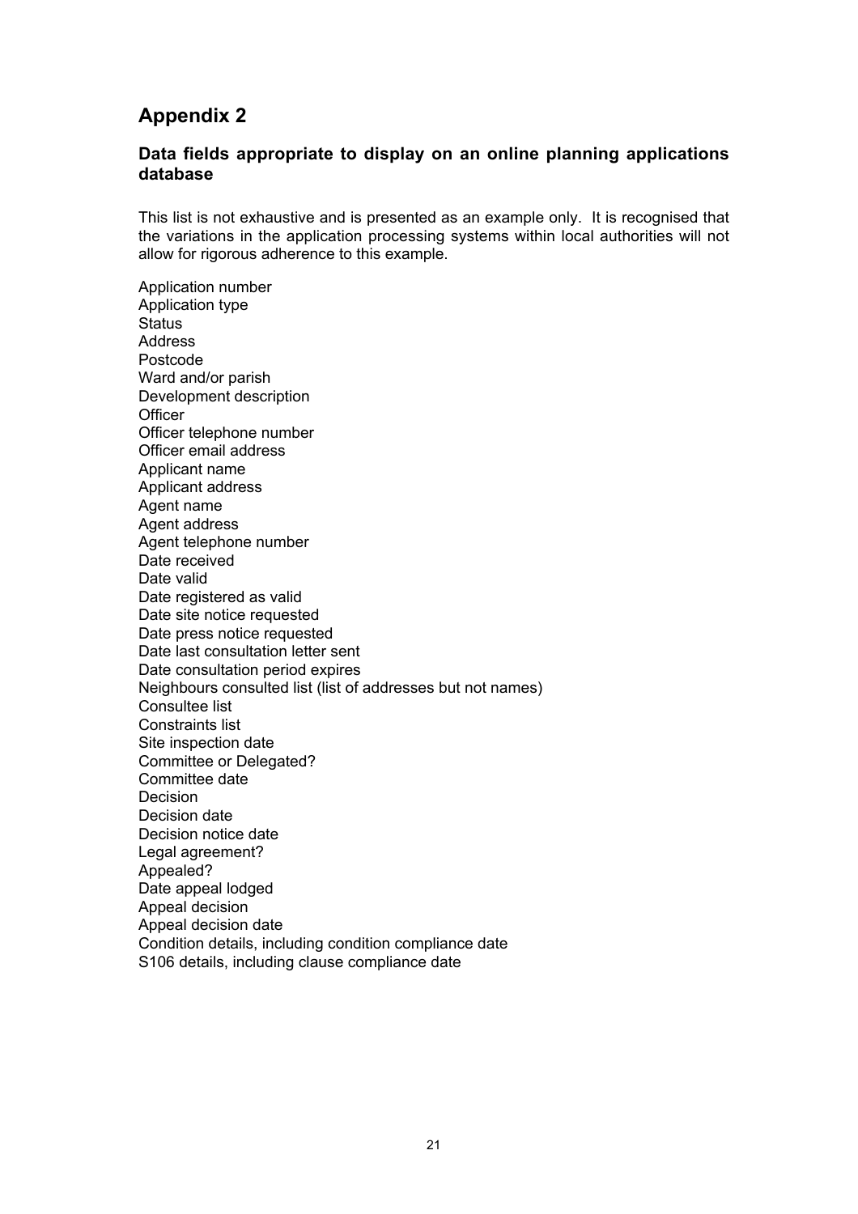# Appendix 2

### Data fields appropriate to display on an online planning applications database

This list is not exhaustive and is presented as an example only. It is recognised that the variations in the application processing systems within local authorities will not allow for rigorous adherence to this example.

Application number
Application type
Status
Address
Postcode
Ward and/or parish
Development description
Officer
Officer telephone number
Officer email address
Applicant name
Applicant address
Agent name
Agent address
Agent telephone number
Date received
Date valid
Date registered as valid
Date site notice requested
Date press notice requested
Date last consultation letter sent
Date consultation period expires
Neighbours consulted list (list of addresses but not names)
Consultee list
Constraints list
Site inspection date
Committee or Delegated?
Committee date
Decision
Decision date
Decision notice date
Legal agreement?
Appealed?
Date appeal lodged
Appeal decision
Appeal decision date
Condition details, including condition compliance date
S106 details, including clause compliance date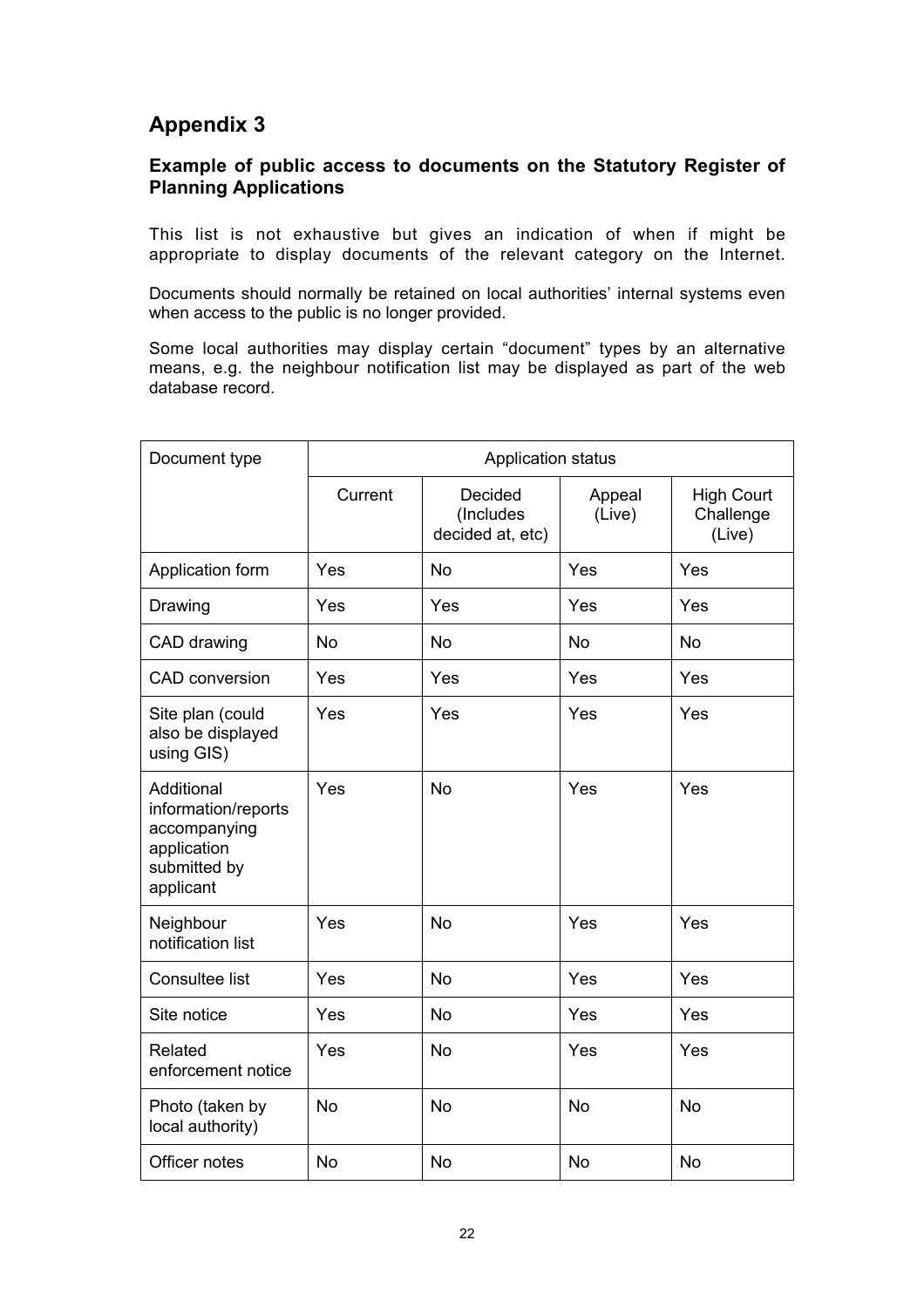# Appendix 3

### Example of public access to documents on the Statutory Register of Planning Applications

This list is not exhaustive but gives an indication of when if might be appropriate to display documents of the relevant category on the Internet.

Documents should normally be retained on local authorities' internal systems even when access to the public is no longer provided.

Some local authorities may display certain "document" types by an alternative means, e.g. the neighbour notification list may be displayed as part of the web database record.

| Document type | Application status | | | |
|---|---|---|---|---|
| | Current | Decided (Includes decided at, etc) | Appeal (Live) | High Court Challenge (Live) |
| Application form | Yes | No | Yes | Yes |
| Drawing | Yes | Yes | Yes | Yes |
| CAD drawing | No | No | No | No |
| CAD conversion | Yes | Yes | Yes | Yes |
| Site plan (could also be displayed using GIS) | Yes | Yes | Yes | Yes |
| Additional information/reports accompanying application submitted by applicant | Yes | No | Yes | Yes |
| Neighbour notification list | Yes | No | Yes | Yes |
| Consultee list | Yes | No | Yes | Yes |
| Site notice | Yes | No | Yes | Yes |
| Related enforcement notice | Yes | No | Yes | Yes |
| Photo (taken by local authority) | No | No | No | No |
| Officer notes | No | No | No | No |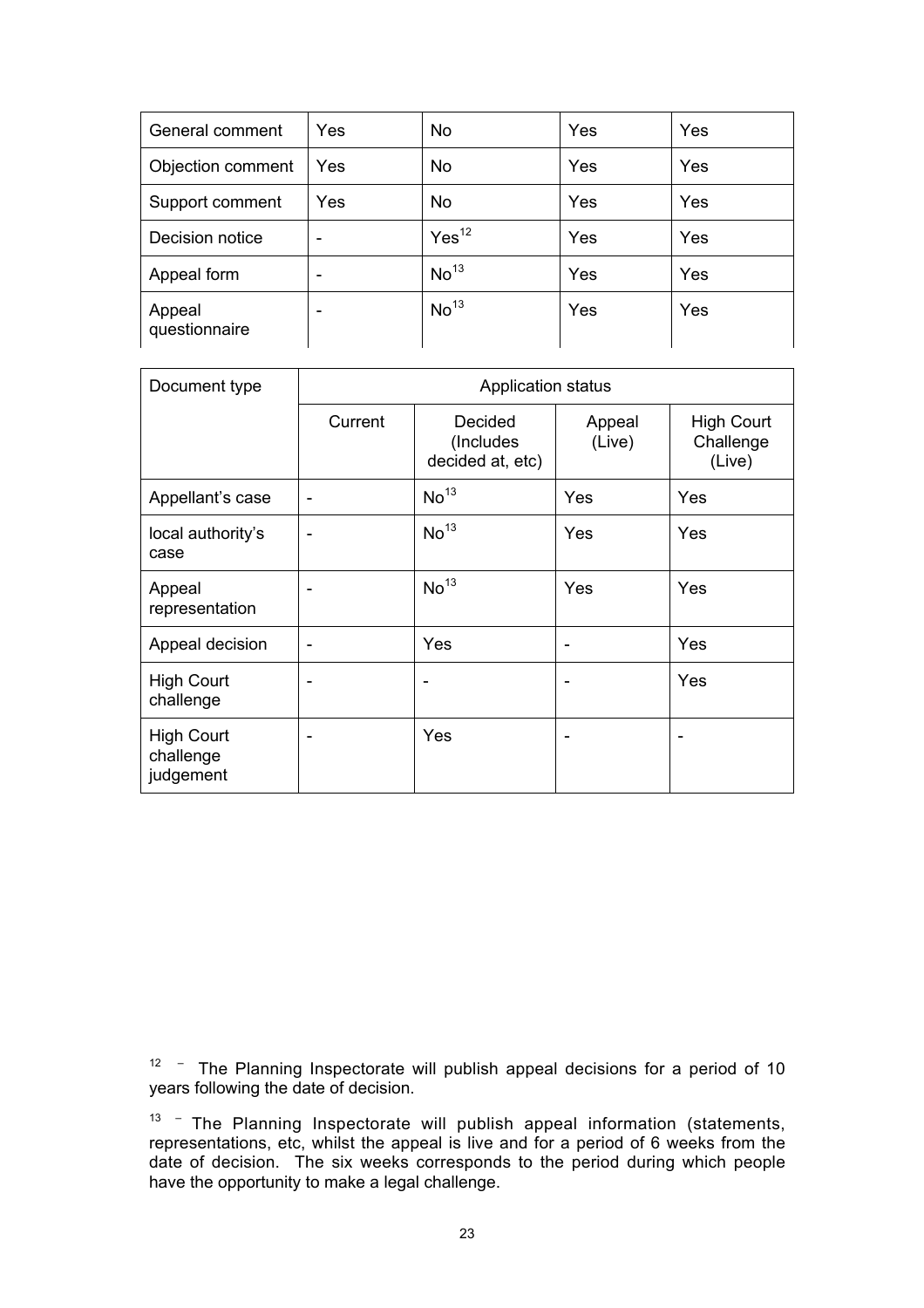| General comment | Yes | No | Yes | Yes |
|---|---|---|---|---|
| Objection comment | Yes | No | Yes | Yes |
| Support comment | Yes | No | Yes | Yes |
| Decision notice | - | Yes[12] | Yes | Yes |
| Appeal form | - | No[13] | Yes | Yes |
| Appeal questionnaire | - | No[13] | Yes | Yes |

| Document type | Application status | | | |
|---|---|---|---|---|
| | Current | Decided (Includes decided at, etc) | Appeal (Live) | High Court Challenge (Live) |
| Appellant's case | - | No[13] | Yes | Yes |
| local authority's case | - | No[13] | Yes | Yes |
| Appeal representation | - | No[13] | Yes | Yes |
| Appeal decision | - | Yes | - | Yes |
| High Court challenge | - | - | - | Yes |
| High Court challenge judgement | - | Yes | - | - |

[12] – The Planning Inspectorate will publish appeal decisions for a period of 10 years following the date of decision.

[13] – The Planning Inspectorate will publish appeal information (statements, representations, etc, whilst the appeal is live and for a period of 6 weeks from the date of decision. The six weeks corresponds to the period during which people have the opportunity to make a legal challenge.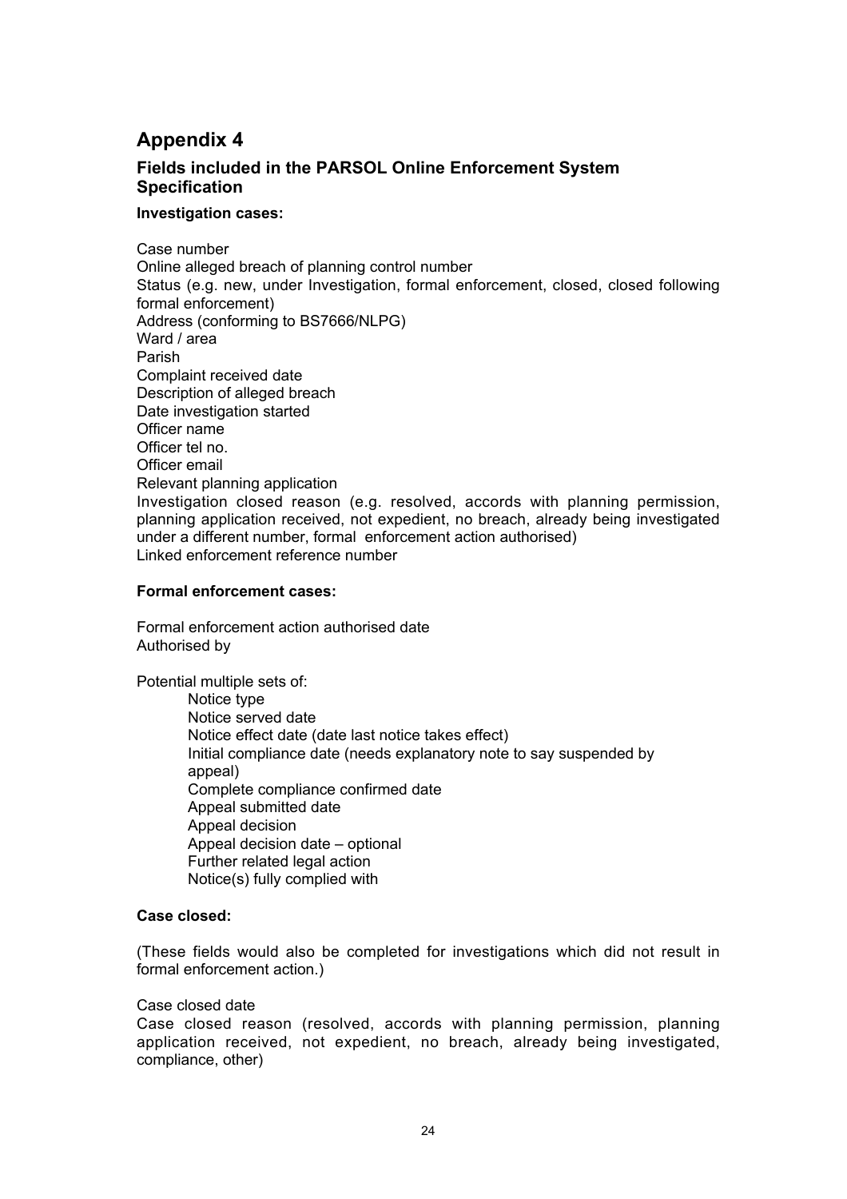# Appendix 4

## Fields included in the PARSOL Online Enforcement System Specification

### Investigation cases:

Case number
Online alleged breach of planning control number
Status (e.g. new, under Investigation, formal enforcement, closed, closed following formal enforcement)
Address (conforming to BS7666/NLPG)
Ward / area
Parish
Complaint received date
Description of alleged breach
Date investigation started
Officer name
Officer tel no.
Officer email
Relevant planning application
Investigation closed reason (e.g. resolved, accords with planning permission, planning application received, not expedient, no breach, already being investigated under a different number, formal enforcement action authorised)
Linked enforcement reference number

### Formal enforcement cases:

Formal enforcement action authorised date
Authorised by

Potential multiple sets of:

- Notice type
- Notice served date
- Notice effect date (date last notice takes effect)
- Initial compliance date (needs explanatory note to say suspended by appeal)
- Complete compliance confirmed date
- Appeal submitted date
- Appeal decision
- Appeal decision date – optional
- Further related legal action
- Notice(s) fully complied with

### Case closed:

(These fields would also be completed for investigations which did not result in formal enforcement action.)

Case closed date
Case closed reason (resolved, accords with planning permission, planning application received, not expedient, no breach, already being investigated, compliance, other)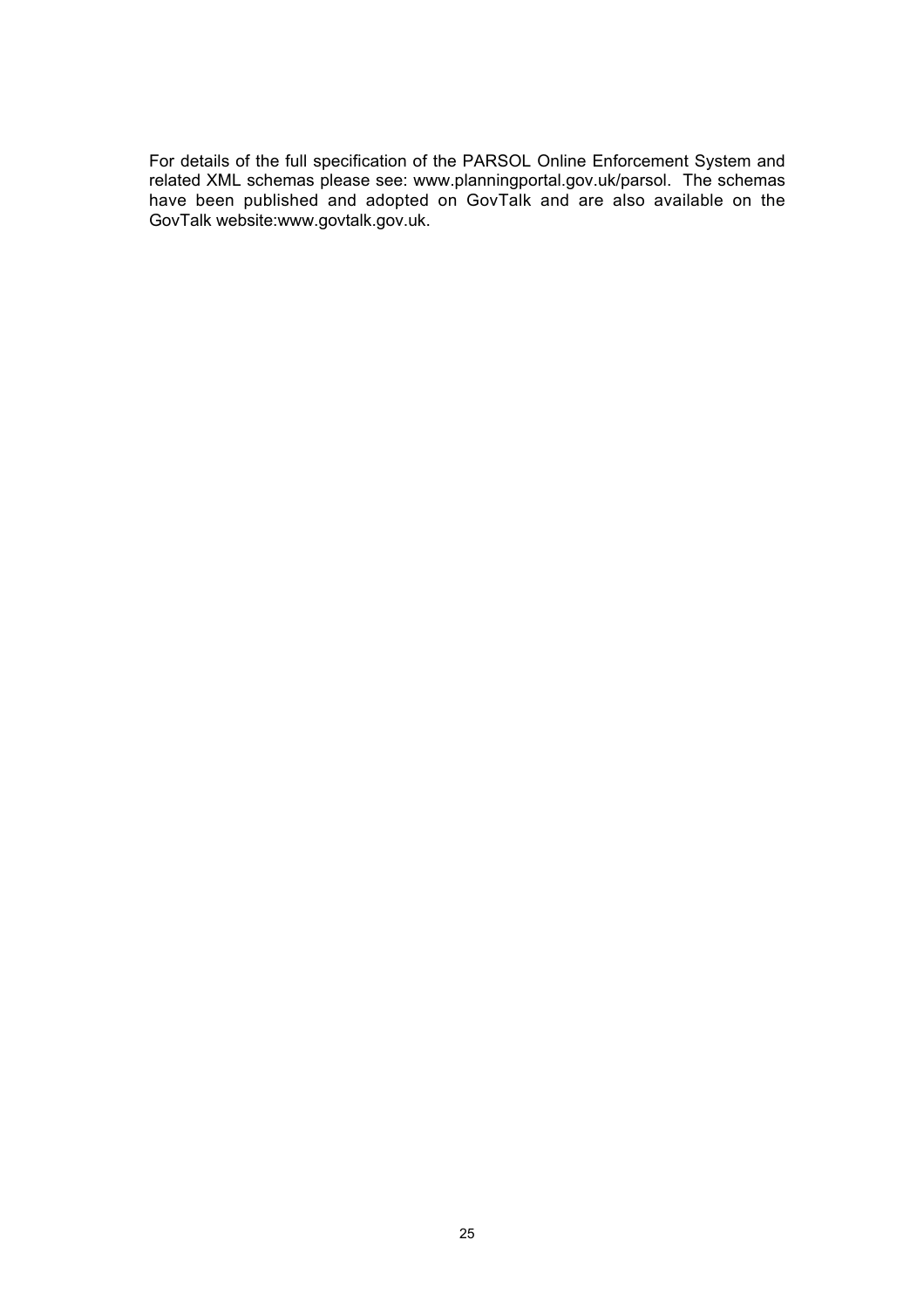For details of the full specification of the PARSOL Online Enforcement System and related XML schemas please see: www.planningportal.gov.uk/parsol. The schemas have been published and adopted on GovTalk and are also available on the GovTalk website:www.govtalk.gov.uk.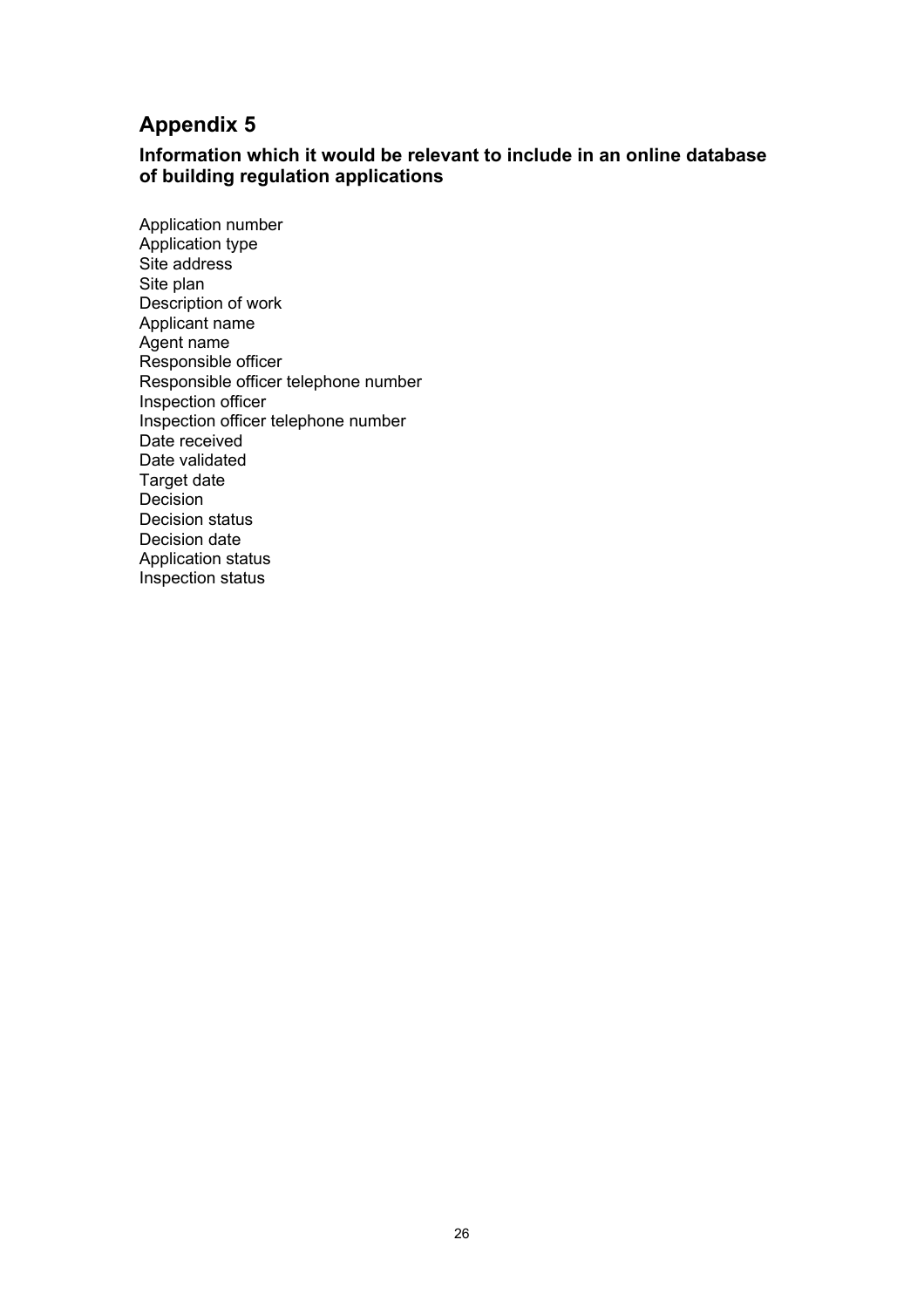## Appendix 5

### Information which it would be relevant to include in an online database of building regulation applications

Application number
Application type
Site address
Site plan
Description of work
Applicant name
Agent name
Responsible officer
Responsible officer telephone number
Inspection officer
Inspection officer telephone number
Date received
Date validated
Target date
Decision
Decision status
Decision date
Application status
Inspection status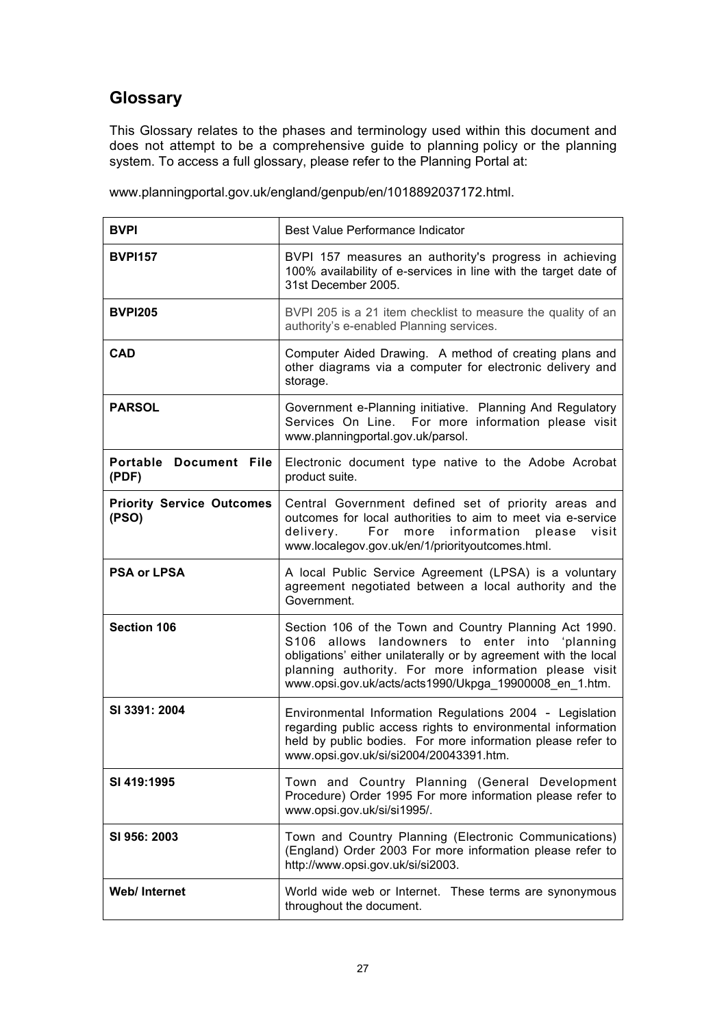## Glossary

This Glossary relates to the phases and terminology used within this document and does not attempt to be a comprehensive guide to planning policy or the planning system. To access a full glossary, please refer to the Planning Portal at:

www.planningportal.gov.uk/england/genpub/en/1018892037172.html.

| | |
|---|---|
| **BVPI** | Best Value Performance Indicator |
| **BVPI157** | BVPI 157 measures an authority's progress in achieving 100% availability of e-services in line with the target date of 31st December 2005. |
| **BVPI205** | BVPI 205 is a 21 item checklist to measure the quality of an authority's e-enabled Planning services. |
| **CAD** | Computer Aided Drawing. A method of creating plans and other diagrams via a computer for electronic delivery and storage. |
| **PARSOL** | Government e-Planning initiative. Planning And Regulatory Services On Line. For more information please visit www.planningportal.gov.uk/parsol. |
| **Portable Document File (PDF)** | Electronic document type native to the Adobe Acrobat product suite. |
| **Priority Service Outcomes (PSO)** | Central Government defined set of priority areas and outcomes for local authorities to aim to meet via e-service delivery. For more information please visit www.localegov.gov.uk/en/1/priorityoutcomes.html. |
| **PSA or LPSA** | A local Public Service Agreement (LPSA) is a voluntary agreement negotiated between a local authority and the Government. |
| **Section 106** | Section 106 of the Town and Country Planning Act 1990. S106 allows landowners to enter into 'planning obligations' either unilaterally or by agreement with the local planning authority. For more information please visit www.opsi.gov.uk/acts/acts1990/Ukpga_19900008_en_1.htm. |
| **SI 3391: 2004** | Environmental Information Regulations 2004 - Legislation regarding public access rights to environmental information held by public bodies. For more information please refer to www.opsi.gov.uk/si/si2004/20043391.htm. |
| **SI 419:1995** | Town and Country Planning (General Development Procedure) Order 1995 For more information please refer to www.opsi.gov.uk/si/si1995/. |
| **SI 956: 2003** | Town and Country Planning (Electronic Communications) (England) Order 2003 For more information please refer to http://www.opsi.gov.uk/si/si2003. |
| **Web/ Internet** | World wide web or Internet. These terms are synonymous throughout the document. |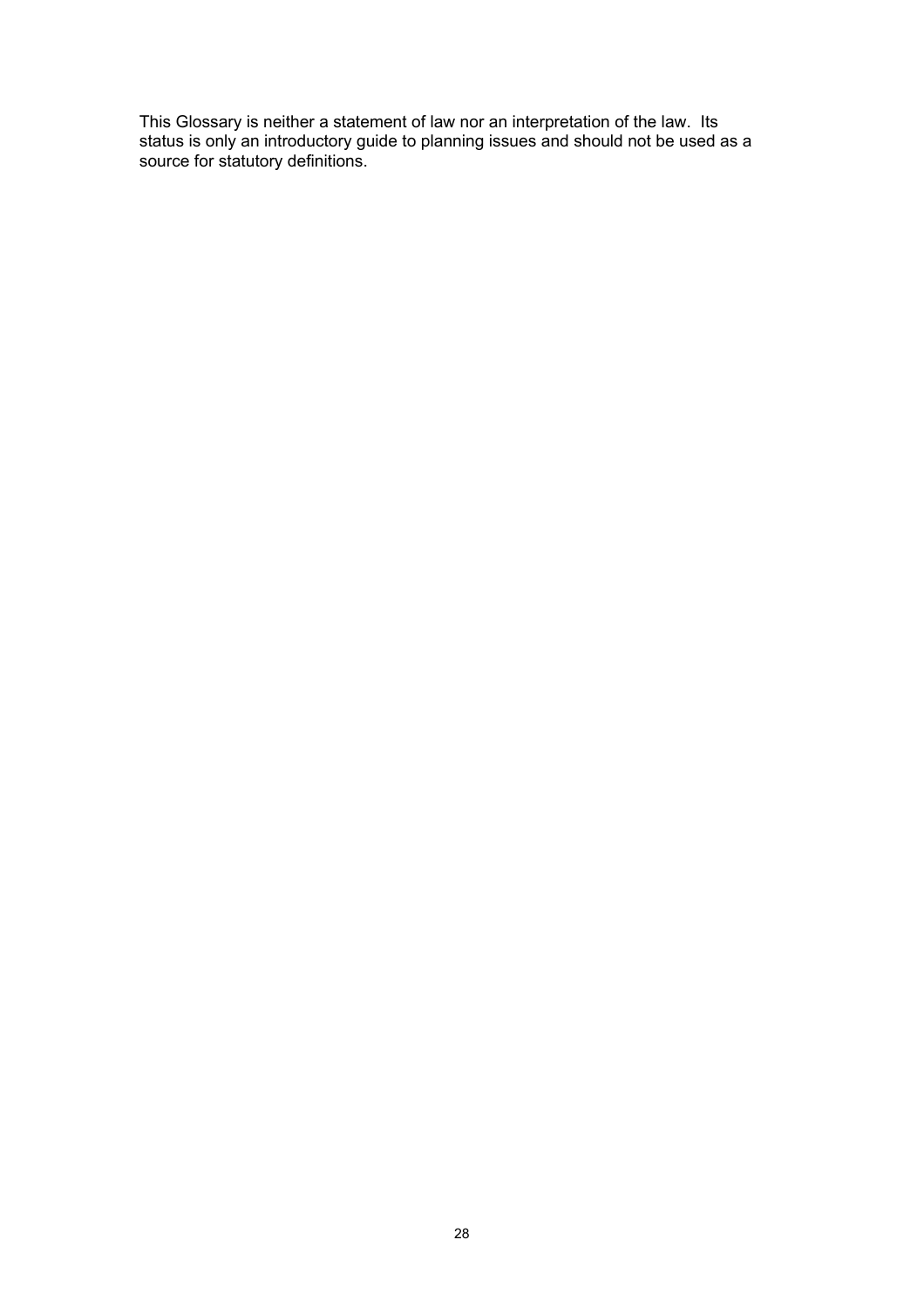This Glossary is neither a statement of law nor an interpretation of the law. Its status is only an introductory guide to planning issues and should not be used as a source for statutory definitions.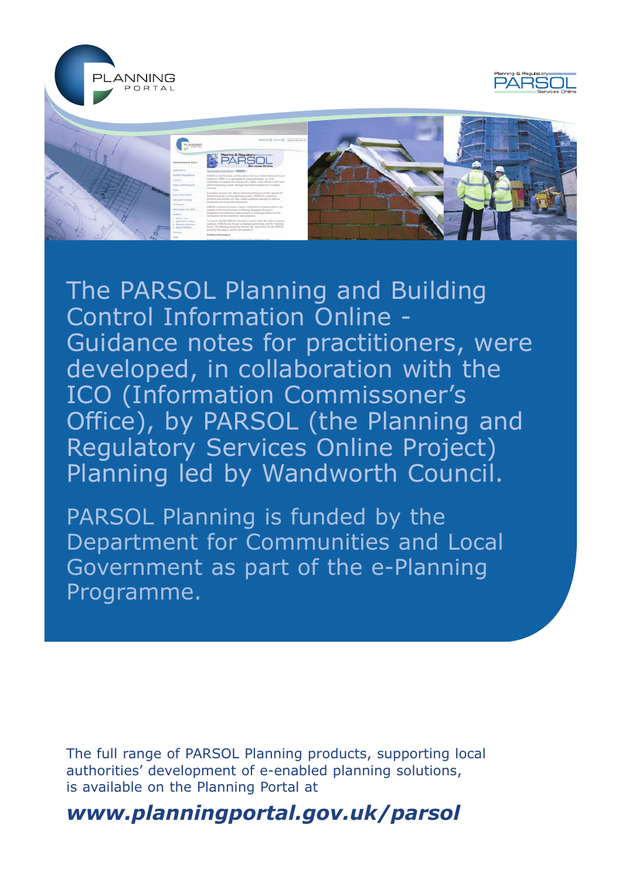The PARSOL Planning and Building Control Information Online - Guidance notes for practitioners, were developed, in collaboration with the ICO (Information Commissoner's Office), by PARSOL (the Planning and Regulatory Services Online Project) Planning led by Wandworth Council.

PARSOL Planning is funded by the Department for Communities and Local Government as part of the e-Planning Programme.

The full range of PARSOL Planning products, supporting local authorities' development of e-enabled planning solutions, is available on the Planning Portal at

***www.planningportal.gov.uk/parsol***